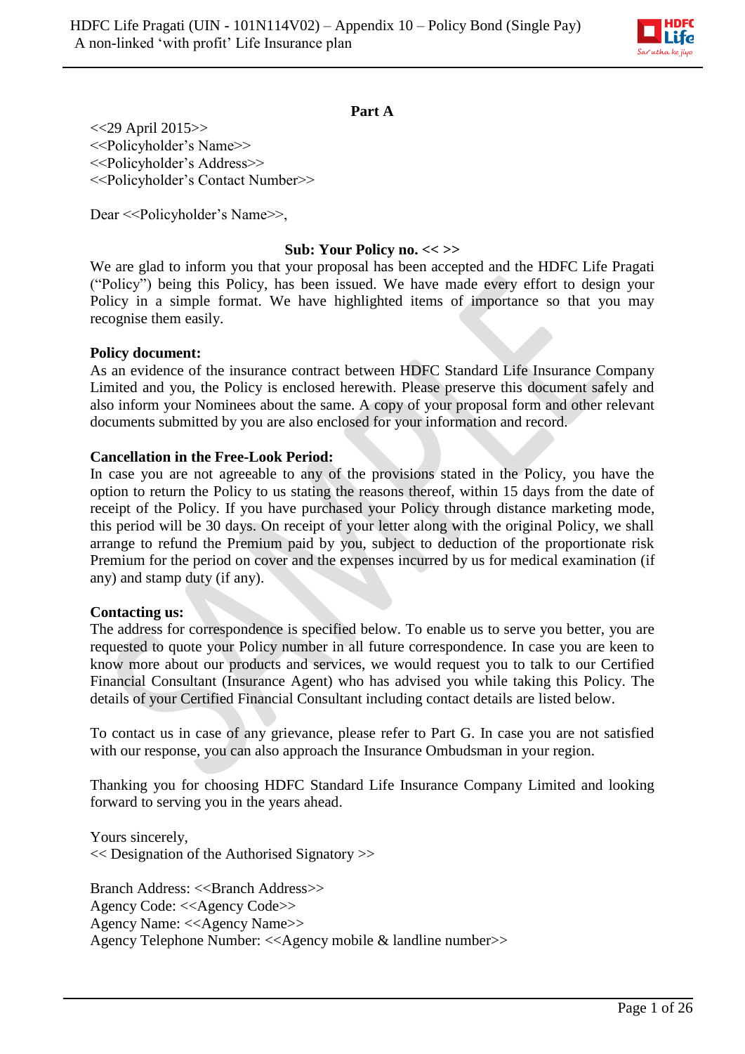## Part A

<<29 April 2015>>
<<Policyholder's Name>>
<<Policyholder's Address>>
<<Policyholder's Contact Number>>

Dear <<Policyholder's Name>>,

**Sub: Your Policy no. << >>**

We are glad to inform you that your proposal has been accepted and the HDFC Life Pragati ("Policy") being this Policy, has been issued. We have made every effort to design your Policy in a simple format. We have highlighted items of importance so that you may recognise them easily.

**Policy document:**
As an evidence of the insurance contract between HDFC Standard Life Insurance Company Limited and you, the Policy is enclosed herewith. Please preserve this document safely and also inform your Nominees about the same. A copy of your proposal form and other relevant documents submitted by you are also enclosed for your information and record.

**Cancellation in the Free-Look Period:**
In case you are not agreeable to any of the provisions stated in the Policy, you have the option to return the Policy to us stating the reasons thereof, within 15 days from the date of receipt of the Policy. If you have purchased your Policy through distance marketing mode, this period will be 30 days. On receipt of your letter along with the original Policy, we shall arrange to refund the Premium paid by you, subject to deduction of the proportionate risk Premium for the period on cover and the expenses incurred by us for medical examination (if any) and stamp duty (if any).

**Contacting us:**
The address for correspondence is specified below. To enable us to serve you better, you are requested to quote your Policy number in all future correspondence. In case you are keen to know more about our products and services, we would request you to talk to our Certified Financial Consultant (Insurance Agent) who has advised you while taking this Policy. The details of your Certified Financial Consultant including contact details are listed below.

To contact us in case of any grievance, please refer to Part G. In case you are not satisfied with our response, you can also approach the Insurance Ombudsman in your region.

Thanking you for choosing HDFC Standard Life Insurance Company Limited and looking forward to serving you in the years ahead.

Yours sincerely,
<< Designation of the Authorised Signatory >>

Branch Address: <<Branch Address>>
Agency Code: <<Agency Code>>
Agency Name: <<Agency Name>>
Agency Telephone Number: <<Agency mobile & landline number>>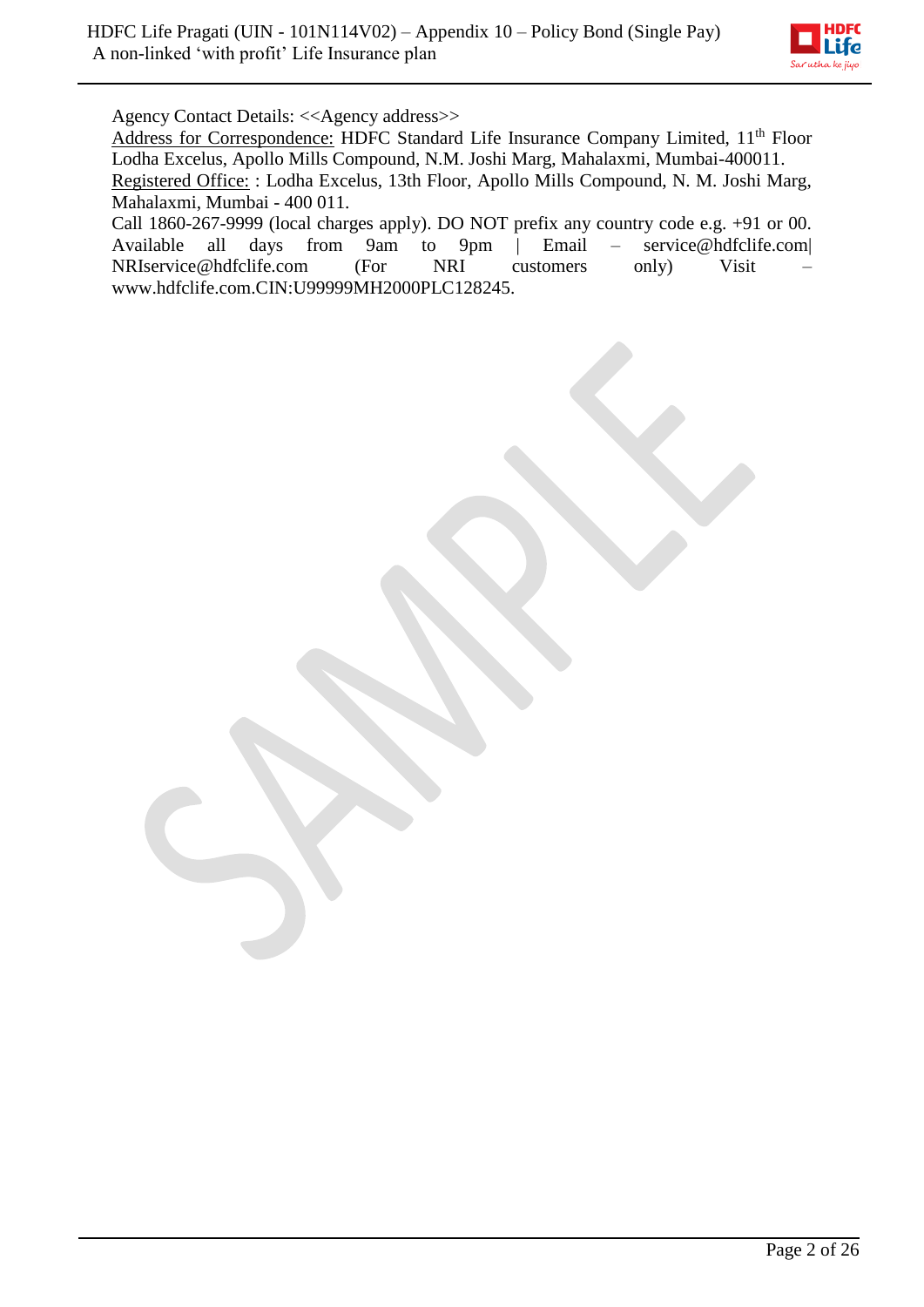Agency Contact Details: <<Agency address>>

Address for Correspondence: HDFC Standard Life Insurance Company Limited, 11th Floor Lodha Excelus, Apollo Mills Compound, N.M. Joshi Marg, Mahalaxmi, Mumbai-400011.

Registered Office: : Lodha Excelus, 13th Floor, Apollo Mills Compound, N. M. Joshi Marg, Mahalaxmi, Mumbai - 400 011.

Call 1860-267-9999 (local charges apply). DO NOT prefix any country code e.g. +91 or 00. Available all days from 9am to 9pm | Email – service@hdfclife.com| NRIservice@hdfclife.com (For NRI customers only) Visit – www.hdfclife.com.CIN:U99999MH2000PLC128245.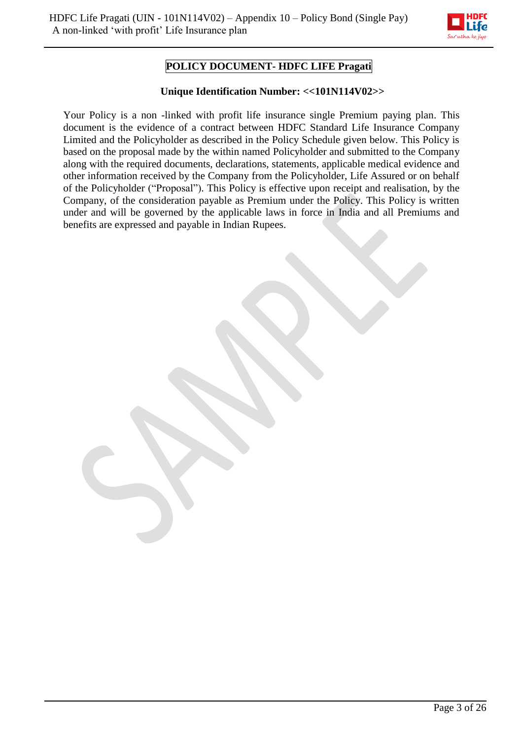# POLICY DOCUMENT- HDFC LIFE Pragati

**Unique Identification Number: <<101N114V02>>**

Your Policy is a non -linked with profit life insurance single Premium paying plan. This document is the evidence of a contract between HDFC Standard Life Insurance Company Limited and the Policyholder as described in the Policy Schedule given below. This Policy is based on the proposal made by the within named Policyholder and submitted to the Company along with the required documents, declarations, statements, applicable medical evidence and other information received by the Company from the Policyholder, Life Assured or on behalf of the Policyholder ("Proposal"). This Policy is effective upon receipt and realisation, by the Company, of the consideration payable as Premium under the Policy. This Policy is written under and will be governed by the applicable laws in force in India and all Premiums and benefits are expressed and payable in Indian Rupees.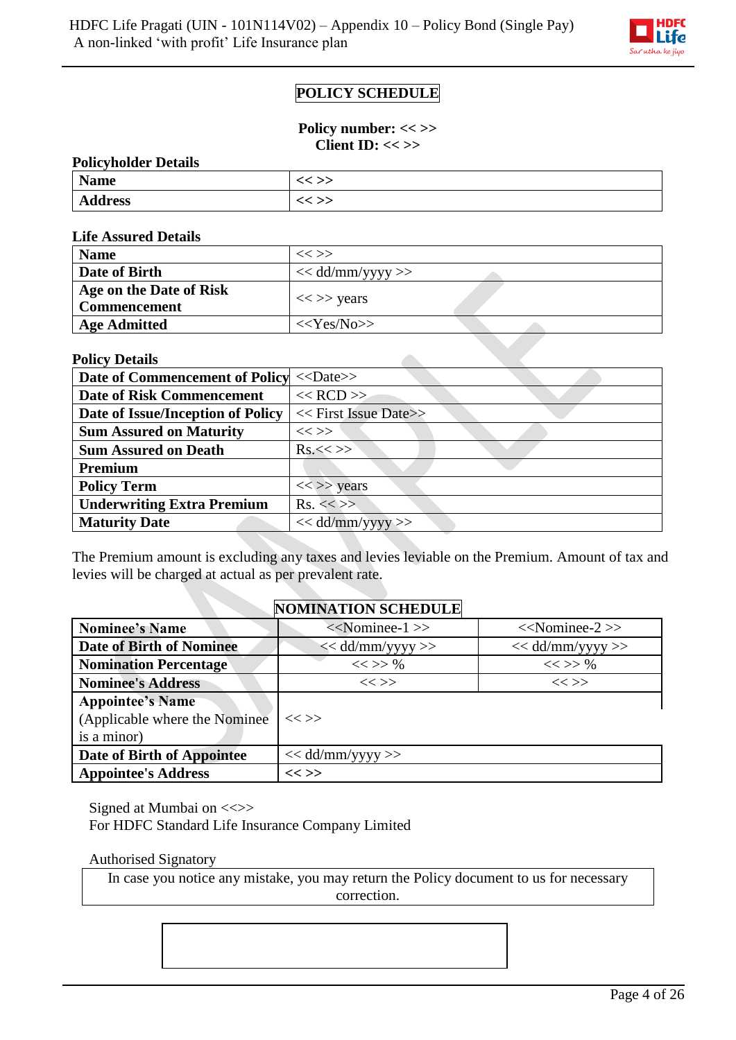# POLICY SCHEDULE

**Policy number: << >>**
**Client ID: << >>**

**Policyholder Details**

| | |
|---|---|
| **Name** | << >> |
| **Address** | << >> |

**Life Assured Details**

| | |
|---|---|
| **Name** | << >> |
| **Date of Birth** | << dd/mm/yyyy >> |
| **Age on the Date of Risk Commencement** | << >> years |
| **Age Admitted** | <<Yes/No>> |

**Policy Details**

| | |
|---|---|
| **Date of Commencement of Policy** | <<Date>> |
| **Date of Risk Commencement** | << RCD >> |
| **Date of Issue/Inception of Policy** | << First Issue Date>> |
| **Sum Assured on Maturity** | << >> |
| **Sum Assured on Death** | Rs.<< >> |
| **Premium** | |
| **Policy Term** | << >> years |
| **Underwriting Extra Premium** | Rs. << >> |
| **Maturity Date** | << dd/mm/yyyy >> |

The Premium amount is excluding any taxes and levies leviable on the Premium. Amount of tax and levies will be charged at actual as per prevalent rate.

## NOMINATION SCHEDULE

| | | |
|---|---|---|
| **Nominee's Name** | <<Nominee-1 >> | <<Nominee-2 >> |
| **Date of Birth of Nominee** | << dd/mm/yyyy >> | << dd/mm/yyyy >> |
| **Nomination Percentage** | << >> % | << >> % |
| **Nominee's Address** | << >> | << >> |
| **Appointee's Name** (Applicable where the Nominee is a minor) | << >> | |
| **Date of Birth of Appointee** | << dd/mm/yyyy >> | |
| **Appointee's Address** | **<< >>** | |

Signed at Mumbai on <<>>
For HDFC Standard Life Insurance Company Limited

Authorised Signatory

In case you notice any mistake, you may return the Policy document to us for necessary correction.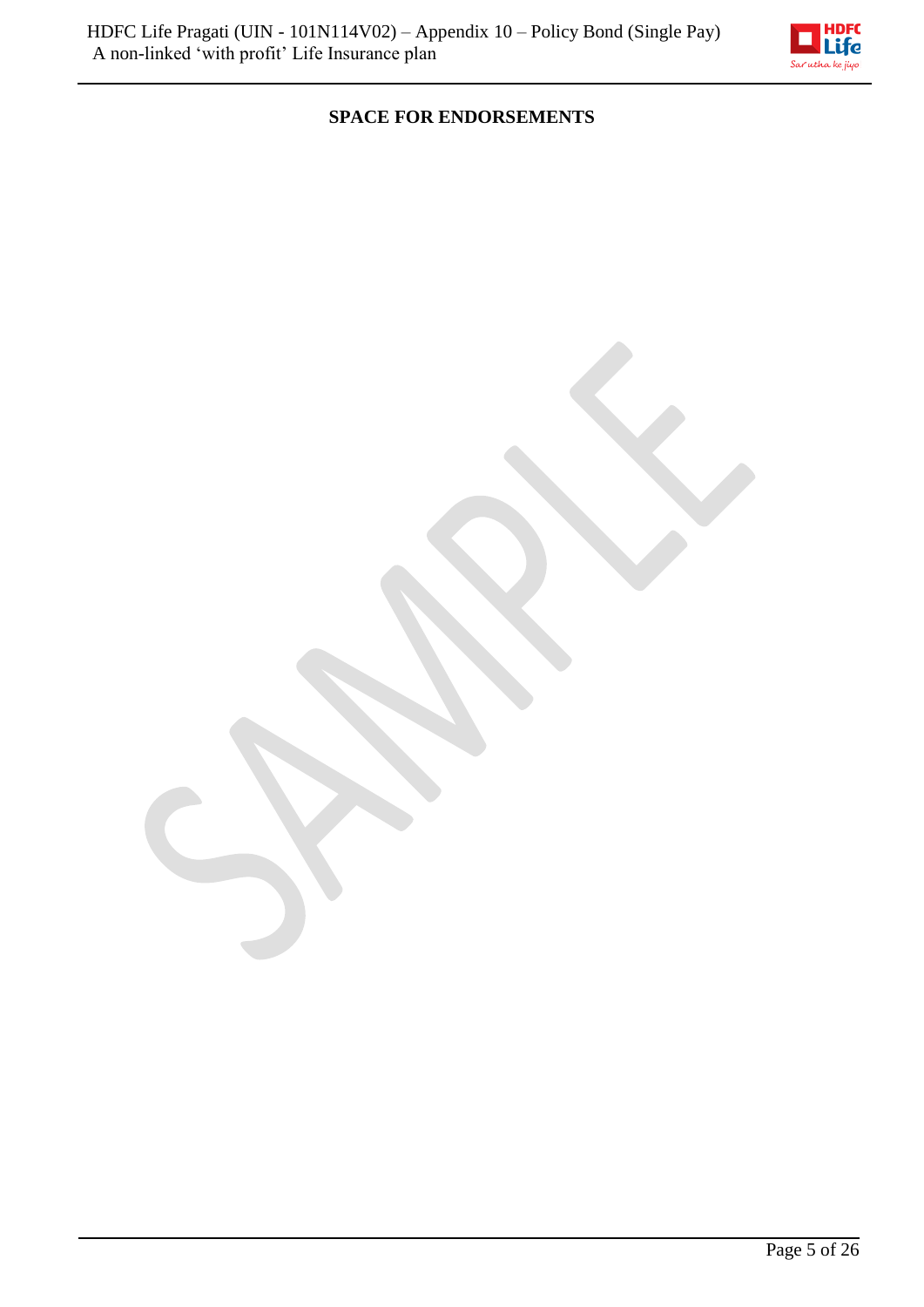**SPACE FOR ENDORSEMENTS**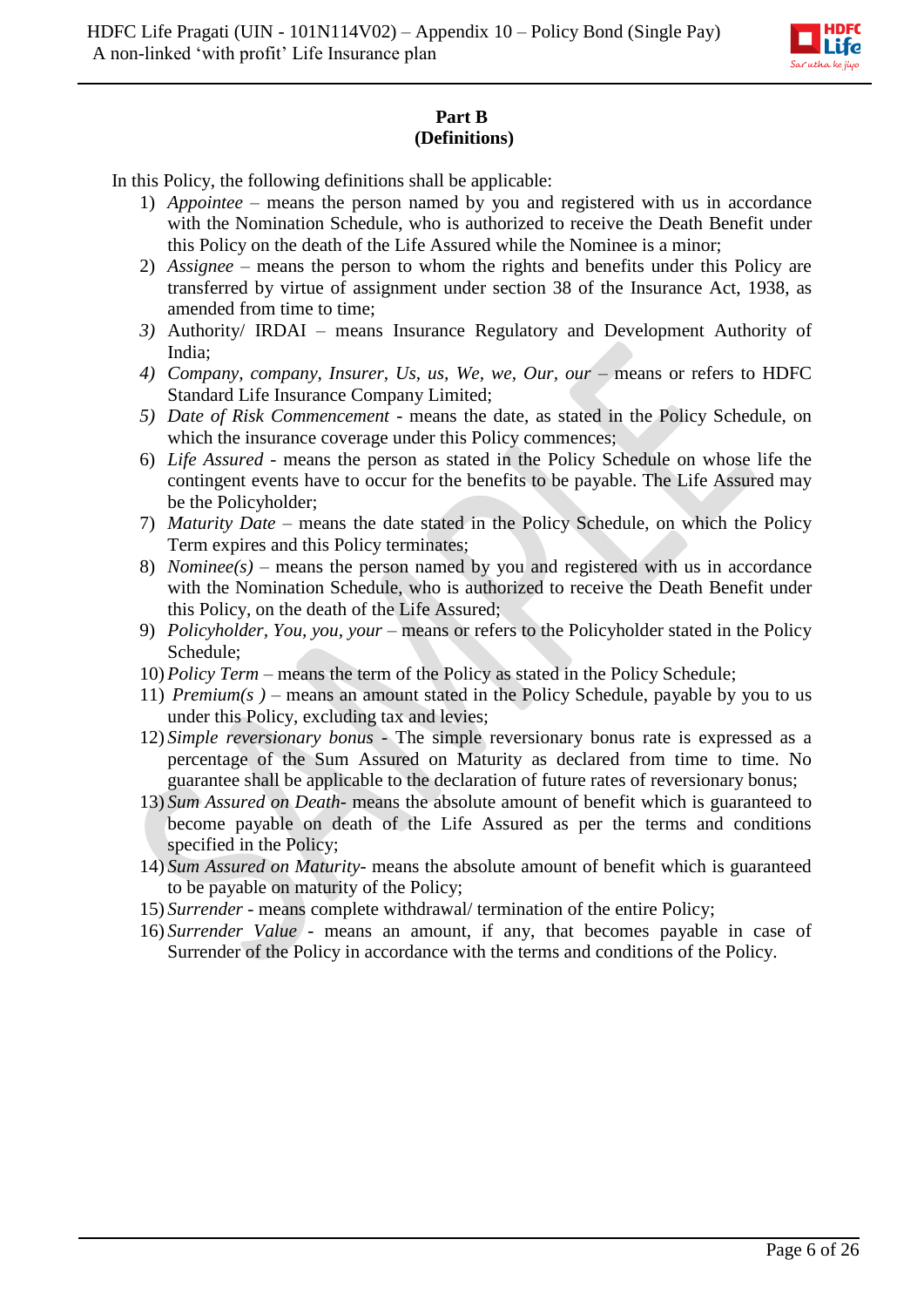**Part B**
**(Definitions)**

In this Policy, the following definitions shall be applicable:

1) *Appointee* – means the person named by you and registered with us in accordance with the Nomination Schedule, who is authorized to receive the Death Benefit under this Policy on the death of the Life Assured while the Nominee is a minor;
2) *Assignee* – means the person to whom the rights and benefits under this Policy are transferred by virtue of assignment under section 38 of the Insurance Act, 1938, as amended from time to time;
3) Authority/ IRDAI – means Insurance Regulatory and Development Authority of India;
4) *Company, company, Insurer, Us, us, We, we, Our, our* – means or refers to HDFC Standard Life Insurance Company Limited;
5) *Date of Risk Commencement* - means the date, as stated in the Policy Schedule, on which the insurance coverage under this Policy commences;
6) *Life Assured* - means the person as stated in the Policy Schedule on whose life the contingent events have to occur for the benefits to be payable. The Life Assured may be the Policyholder;
7) *Maturity Date* – means the date stated in the Policy Schedule, on which the Policy Term expires and this Policy terminates;
8) *Nominee(s)* – means the person named by you and registered with us in accordance with the Nomination Schedule, who is authorized to receive the Death Benefit under this Policy, on the death of the Life Assured;
9) *Policyholder, You, you, your* – means or refers to the Policyholder stated in the Policy Schedule;
10) *Policy Term* – means the term of the Policy as stated in the Policy Schedule;
11) *Premium(s )* – means an amount stated in the Policy Schedule, payable by you to us under this Policy, excluding tax and levies;
12) *Simple reversionary bonus* - The simple reversionary bonus rate is expressed as a percentage of the Sum Assured on Maturity as declared from time to time. No guarantee shall be applicable to the declaration of future rates of reversionary bonus;
13) *Sum Assured on Death*- means the absolute amount of benefit which is guaranteed to become payable on death of the Life Assured as per the terms and conditions specified in the Policy;
14) *Sum Assured on Maturity*- means the absolute amount of benefit which is guaranteed to be payable on maturity of the Policy;
15) *Surrender* - means complete withdrawal/ termination of the entire Policy;
16) *Surrender Value* - means an amount, if any, that becomes payable in case of Surrender of the Policy in accordance with the terms and conditions of the Policy.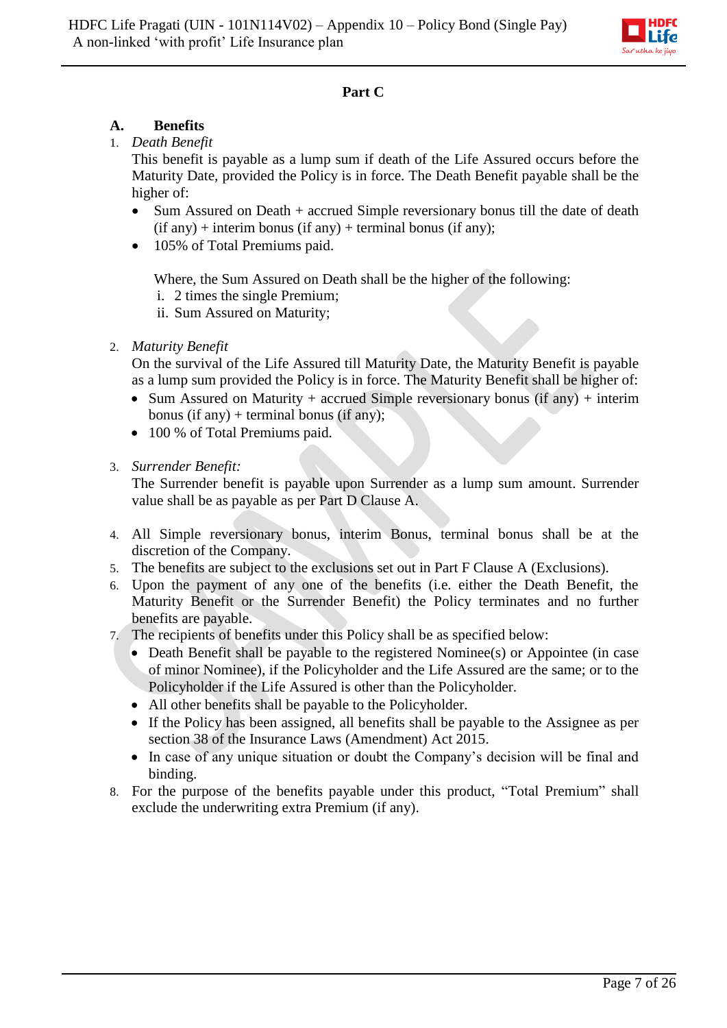## Part C

### A. Benefits

1. *Death Benefit*

   This benefit is payable as a lump sum if death of the Life Assured occurs before the Maturity Date, provided the Policy is in force. The Death Benefit payable shall be the higher of:

   - Sum Assured on Death + accrued Simple reversionary bonus till the date of death (if any) + interim bonus (if any) + terminal bonus (if any);
   - 105% of Total Premiums paid.

   Where, the Sum Assured on Death shall be the higher of the following:

   i. 2 times the single Premium;
   ii. Sum Assured on Maturity;

2. *Maturity Benefit*

   On the survival of the Life Assured till Maturity Date, the Maturity Benefit is payable as a lump sum provided the Policy is in force. The Maturity Benefit shall be higher of:

   - Sum Assured on Maturity + accrued Simple reversionary bonus (if any) + interim bonus (if any) + terminal bonus (if any);
   - 100 % of Total Premiums paid.

3. *Surrender Benefit:*

   The Surrender benefit is payable upon Surrender as a lump sum amount. Surrender value shall be as payable as per Part D Clause A.

4. All Simple reversionary bonus, interim Bonus, terminal bonus shall be at the discretion of the Company.
5. The benefits are subject to the exclusions set out in Part F Clause A (Exclusions).
6. Upon the payment of any one of the benefits (i.e. either the Death Benefit, the Maturity Benefit or the Surrender Benefit) the Policy terminates and no further benefits are payable.
7. The recipients of benefits under this Policy shall be as specified below:
   - Death Benefit shall be payable to the registered Nominee(s) or Appointee (in case of minor Nominee), if the Policyholder and the Life Assured are the same; or to the Policyholder if the Life Assured is other than the Policyholder.
   - All other benefits shall be payable to the Policyholder.
   - If the Policy has been assigned, all benefits shall be payable to the Assignee as per section 38 of the Insurance Laws (Amendment) Act 2015.
   - In case of any unique situation or doubt the Company's decision will be final and binding.
8. For the purpose of the benefits payable under this product, "Total Premium" shall exclude the underwriting extra Premium (if any).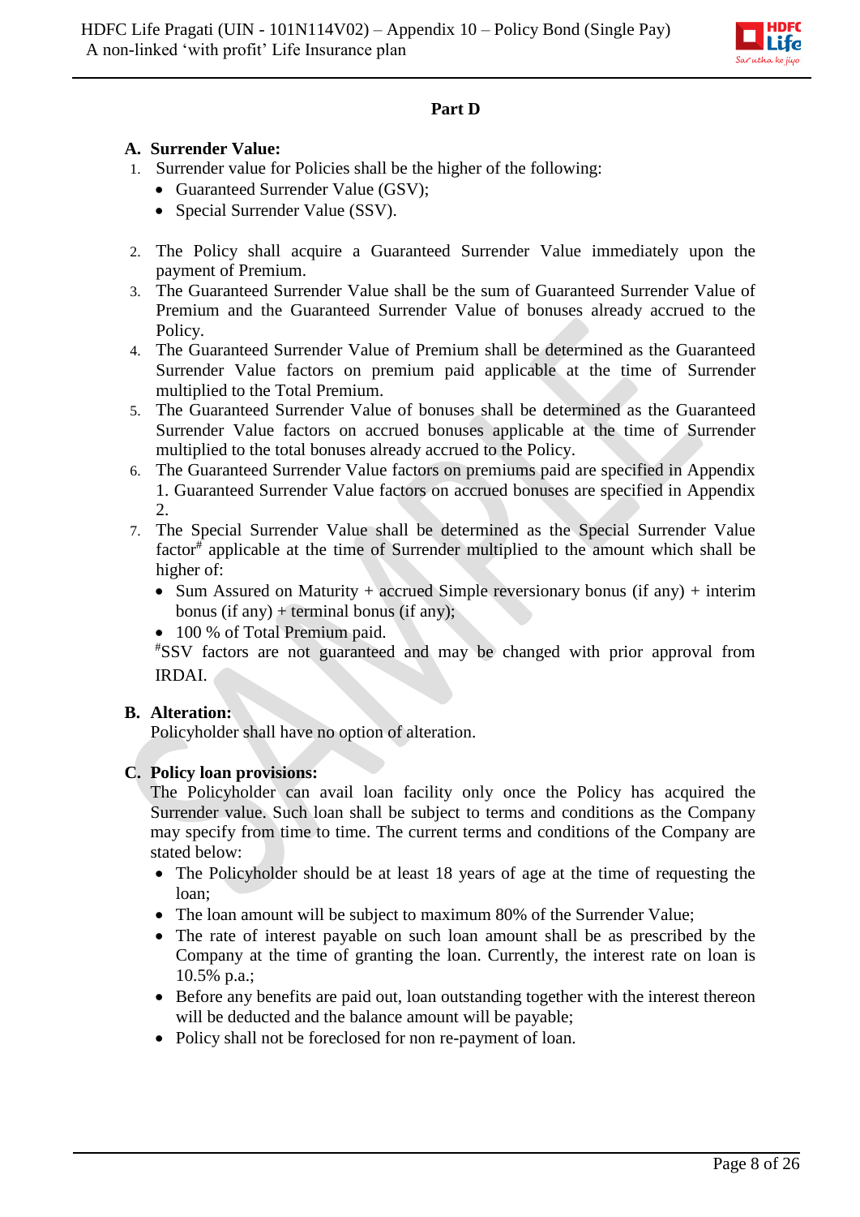## Part D

### A. Surrender Value:

1. Surrender value for Policies shall be the higher of the following:
   - Guaranteed Surrender Value (GSV);
   - Special Surrender Value (SSV).
2. The Policy shall acquire a Guaranteed Surrender Value immediately upon the payment of Premium.
3. The Guaranteed Surrender Value shall be the sum of Guaranteed Surrender Value of Premium and the Guaranteed Surrender Value of bonuses already accrued to the Policy.
4. The Guaranteed Surrender Value of Premium shall be determined as the Guaranteed Surrender Value factors on premium paid applicable at the time of Surrender multiplied to the Total Premium.
5. The Guaranteed Surrender Value of bonuses shall be determined as the Guaranteed Surrender Value factors on accrued bonuses applicable at the time of Surrender multiplied to the total bonuses already accrued to the Policy.
6. The Guaranteed Surrender Value factors on premiums paid are specified in Appendix 1. Guaranteed Surrender Value factors on accrued bonuses are specified in Appendix 2.
7. The Special Surrender Value shall be determined as the Special Surrender Value factor# applicable at the time of Surrender multiplied to the amount which shall be higher of:
   - Sum Assured on Maturity + accrued Simple reversionary bonus (if any) + interim bonus (if any) + terminal bonus (if any);
   - 100 % of Total Premium paid.

   #SSV factors are not guaranteed and may be changed with prior approval from IRDAI.

### B. Alteration:

Policyholder shall have no option of alteration.

### C. Policy loan provisions:

The Policyholder can avail loan facility only once the Policy has acquired the Surrender value. Such loan shall be subject to terms and conditions as the Company may specify from time to time. The current terms and conditions of the Company are stated below:

- The Policyholder should be at least 18 years of age at the time of requesting the loan;
- The loan amount will be subject to maximum 80% of the Surrender Value;
- The rate of interest payable on such loan amount shall be as prescribed by the Company at the time of granting the loan. Currently, the interest rate on loan is 10.5% p.a.;
- Before any benefits are paid out, loan outstanding together with the interest thereon will be deducted and the balance amount will be payable;
- Policy shall not be foreclosed for non re-payment of loan.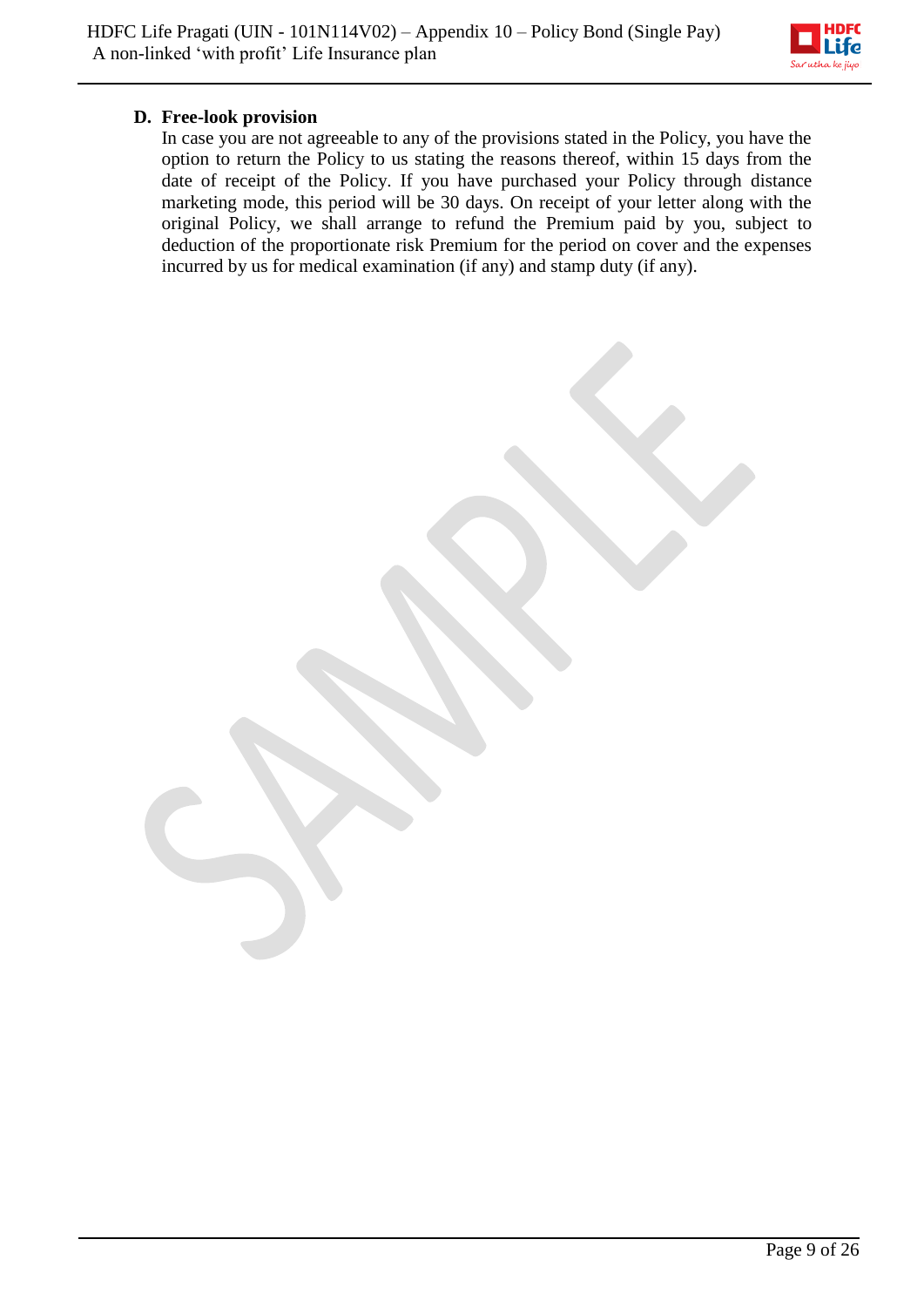**D. Free-look provision**

In case you are not agreeable to any of the provisions stated in the Policy, you have the option to return the Policy to us stating the reasons thereof, within 15 days from the date of receipt of the Policy. If you have purchased your Policy through distance marketing mode, this period will be 30 days. On receipt of your letter along with the original Policy, we shall arrange to refund the Premium paid by you, subject to deduction of the proportionate risk Premium for the period on cover and the expenses incurred by us for medical examination (if any) and stamp duty (if any).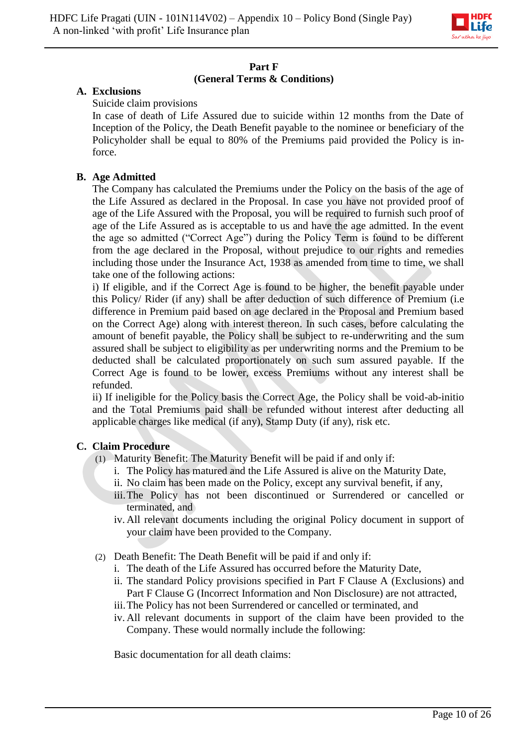## Part F
## (General Terms & Conditions)

### A. Exclusions

Suicide claim provisions

In case of death of Life Assured due to suicide within 12 months from the Date of Inception of the Policy, the Death Benefit payable to the nominee or beneficiary of the Policyholder shall be equal to 80% of the Premiums paid provided the Policy is in-force.

### B. Age Admitted

The Company has calculated the Premiums under the Policy on the basis of the age of the Life Assured as declared in the Proposal. In case you have not provided proof of age of the Life Assured with the Proposal, you will be required to furnish such proof of age of the Life Assured as is acceptable to us and have the age admitted. In the event the age so admitted ("Correct Age") during the Policy Term is found to be different from the age declared in the Proposal, without prejudice to our rights and remedies including those under the Insurance Act, 1938 as amended from time to time, we shall take one of the following actions:

i) If eligible, and if the Correct Age is found to be higher, the benefit payable under this Policy/ Rider (if any) shall be after deduction of such difference of Premium (i.e difference in Premium paid based on age declared in the Proposal and Premium based on the Correct Age) along with interest thereon. In such cases, before calculating the amount of benefit payable, the Policy shall be subject to re-underwriting and the sum assured shall be subject to eligibility as per underwriting norms and the Premium to be deducted shall be calculated proportionately on such sum assured payable. If the Correct Age is found to be lower, excess Premiums without any interest shall be refunded.

ii) If ineligible for the Policy basis the Correct Age, the Policy shall be void-ab-initio and the Total Premiums paid shall be refunded without interest after deducting all applicable charges like medical (if any), Stamp Duty (if any), risk etc.

### C. Claim Procedure

(1) Maturity Benefit: The Maturity Benefit will be paid if and only if:

- i. The Policy has matured and the Life Assured is alive on the Maturity Date,
- ii. No claim has been made on the Policy, except any survival benefit, if any,
- iii. The Policy has not been discontinued or Surrendered or cancelled or terminated, and
- iv. All relevant documents including the original Policy document in support of your claim have been provided to the Company.

(2) Death Benefit: The Death Benefit will be paid if and only if:

- i. The death of the Life Assured has occurred before the Maturity Date,
- ii. The standard Policy provisions specified in Part F Clause A (Exclusions) and Part F Clause G (Incorrect Information and Non Disclosure) are not attracted,
- iii. The Policy has not been Surrendered or cancelled or terminated, and
- iv. All relevant documents in support of the claim have been provided to the Company. These would normally include the following:

Basic documentation for all death claims: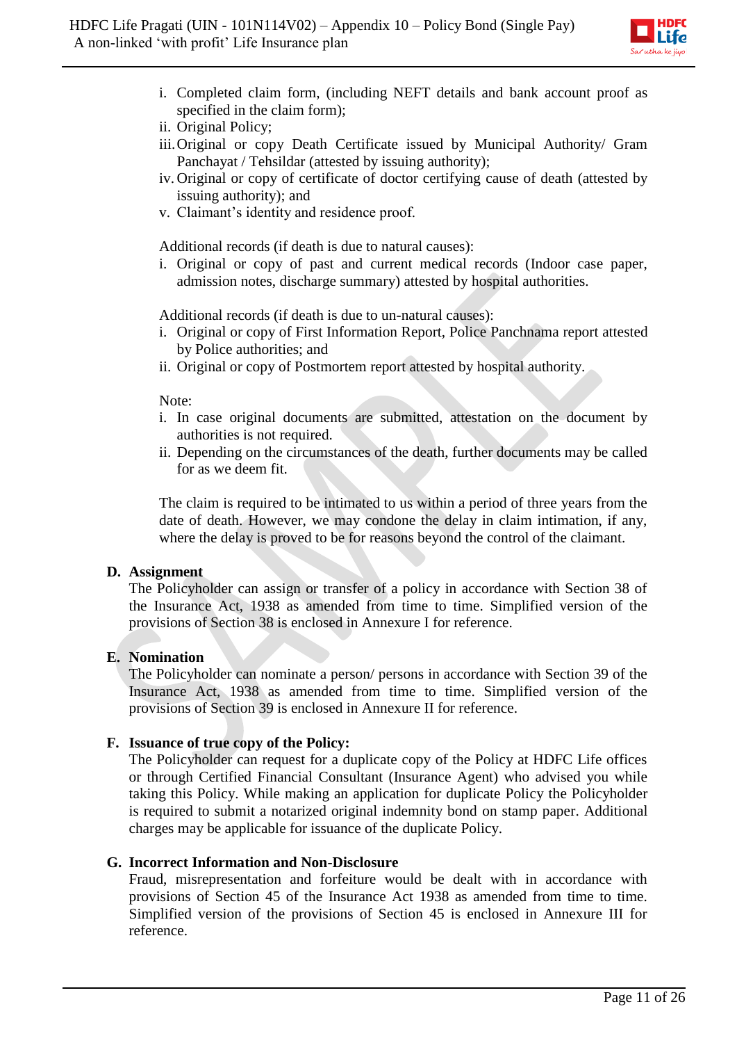i. Completed claim form, (including NEFT details and bank account proof as specified in the claim form);
ii. Original Policy;
iii. Original or copy Death Certificate issued by Municipal Authority/ Gram Panchayat / Tehsildar (attested by issuing authority);
iv. Original or copy of certificate of doctor certifying cause of death (attested by issuing authority); and
v. Claimant's identity and residence proof.

Additional records (if death is due to natural causes):

i. Original or copy of past and current medical records (Indoor case paper, admission notes, discharge summary) attested by hospital authorities.

Additional records (if death is due to un-natural causes):

i. Original or copy of First Information Report, Police Panchnama report attested by Police authorities; and
ii. Original or copy of Postmortem report attested by hospital authority.

Note:

i. In case original documents are submitted, attestation on the document by authorities is not required.
ii. Depending on the circumstances of the death, further documents may be called for as we deem fit.

The claim is required to be intimated to us within a period of three years from the date of death. However, we may condone the delay in claim intimation, if any, where the delay is proved to be for reasons beyond the control of the claimant.

**D. Assignment**

The Policyholder can assign or transfer of a policy in accordance with Section 38 of the Insurance Act, 1938 as amended from time to time. Simplified version of the provisions of Section 38 is enclosed in Annexure I for reference.

**E. Nomination**

The Policyholder can nominate a person/ persons in accordance with Section 39 of the Insurance Act, 1938 as amended from time to time. Simplified version of the provisions of Section 39 is enclosed in Annexure II for reference.

**F. Issuance of true copy of the Policy:**

The Policyholder can request for a duplicate copy of the Policy at HDFC Life offices or through Certified Financial Consultant (Insurance Agent) who advised you while taking this Policy. While making an application for duplicate Policy the Policyholder is required to submit a notarized original indemnity bond on stamp paper. Additional charges may be applicable for issuance of the duplicate Policy.

**G. Incorrect Information and Non-Disclosure**

Fraud, misrepresentation and forfeiture would be dealt with in accordance with provisions of Section 45 of the Insurance Act 1938 as amended from time to time. Simplified version of the provisions of Section 45 is enclosed in Annexure III for reference.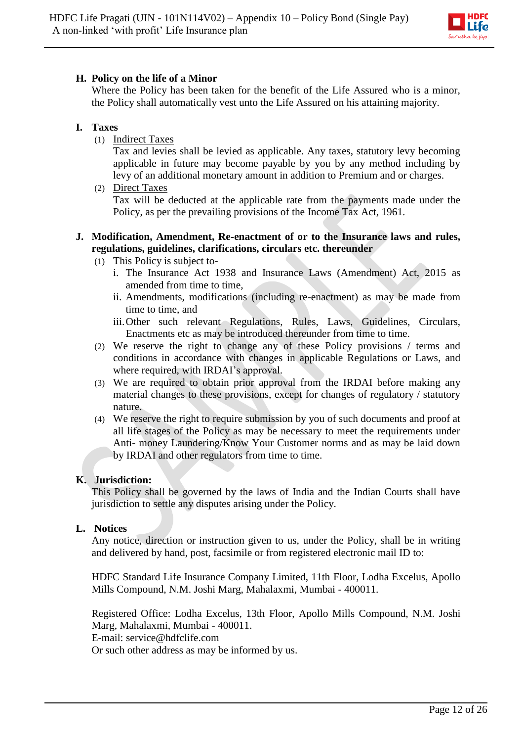## H. Policy on the life of a Minor

Where the Policy has been taken for the benefit of the Life Assured who is a minor, the Policy shall automatically vest unto the Life Assured on his attaining majority.

## I. Taxes

(1) Indirect Taxes

Tax and levies shall be levied as applicable. Any taxes, statutory levy becoming applicable in future may become payable by you by any method including by levy of an additional monetary amount in addition to Premium and or charges.

(2) Direct Taxes

Tax will be deducted at the applicable rate from the payments made under the Policy, as per the prevailing provisions of the Income Tax Act, 1961.

## J. Modification, Amendment, Re-enactment of or to the Insurance laws and rules, regulations, guidelines, clarifications, circulars etc. thereunder

(1) This Policy is subject to-

i. The Insurance Act 1938 and Insurance Laws (Amendment) Act, 2015 as amended from time to time,

ii. Amendments, modifications (including re-enactment) as may be made from time to time, and

iii. Other such relevant Regulations, Rules, Laws, Guidelines, Circulars, Enactments etc as may be introduced thereunder from time to time.

(2) We reserve the right to change any of these Policy provisions / terms and conditions in accordance with changes in applicable Regulations or Laws, and where required, with IRDAI's approval.

(3) We are required to obtain prior approval from the IRDAI before making any material changes to these provisions, except for changes of regulatory / statutory nature.

(4) We reserve the right to require submission by you of such documents and proof at all life stages of the Policy as may be necessary to meet the requirements under Anti- money Laundering/Know Your Customer norms and as may be laid down by IRDAI and other regulators from time to time.

## K. Jurisdiction:

This Policy shall be governed by the laws of India and the Indian Courts shall have jurisdiction to settle any disputes arising under the Policy.

## L. Notices

Any notice, direction or instruction given to us, under the Policy, shall be in writing and delivered by hand, post, facsimile or from registered electronic mail ID to:

HDFC Standard Life Insurance Company Limited, 11th Floor, Lodha Excelus, Apollo Mills Compound, N.M. Joshi Marg, Mahalaxmi, Mumbai - 400011.

Registered Office: Lodha Excelus, 13th Floor, Apollo Mills Compound, N.M. Joshi Marg, Mahalaxmi, Mumbai - 400011.
E-mail: service@hdfclife.com
Or such other address as may be informed by us.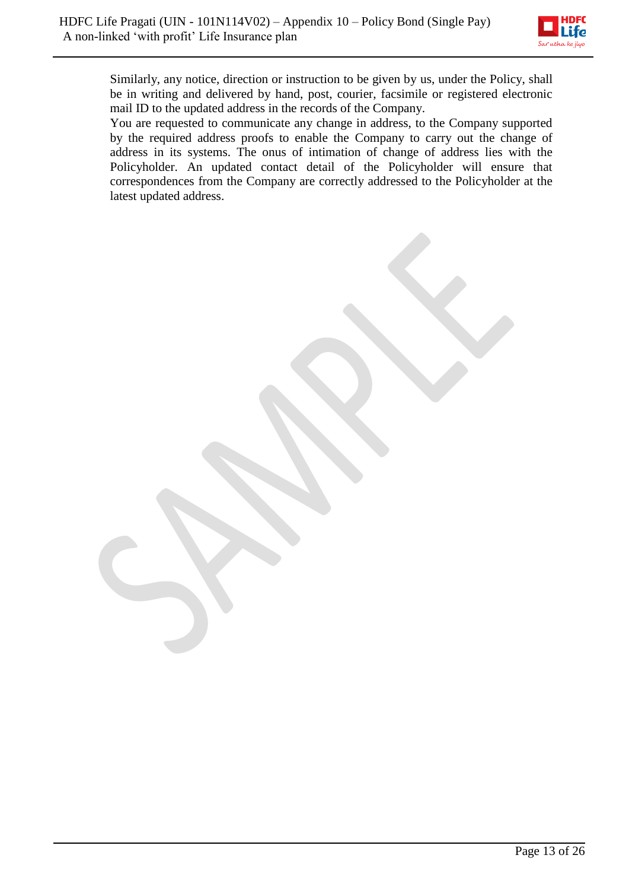Similarly, any notice, direction or instruction to be given by us, under the Policy, shall be in writing and delivered by hand, post, courier, facsimile or registered electronic mail ID to the updated address in the records of the Company.

You are requested to communicate any change in address, to the Company supported by the required address proofs to enable the Company to carry out the change of address in its systems. The onus of intimation of change of address lies with the Policyholder. An updated contact detail of the Policyholder will ensure that correspondences from the Company are correctly addressed to the Policyholder at the latest updated address.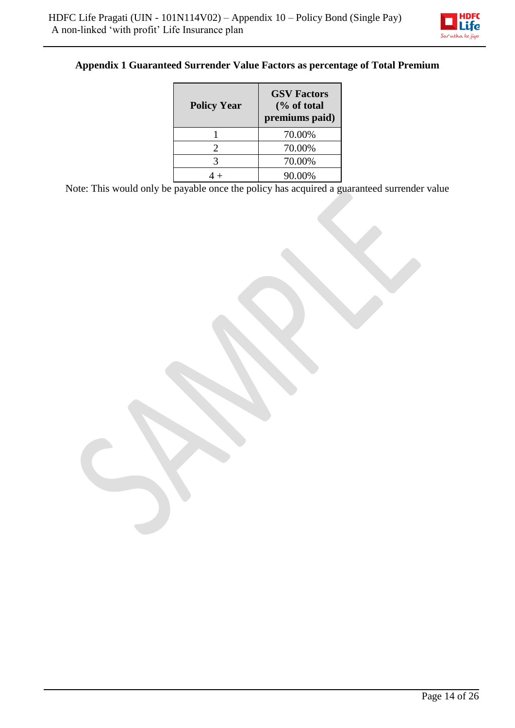## Appendix 1 Guaranteed Surrender Value Factors as percentage of Total Premium

| Policy Year | GSV Factors (% of total premiums paid) |
|---|---|
| 1 | 70.00% |
| 2 | 70.00% |
| 3 | 70.00% |
| 4 + | 90.00% |

Note: This would only be payable once the policy has acquired a guaranteed surrender value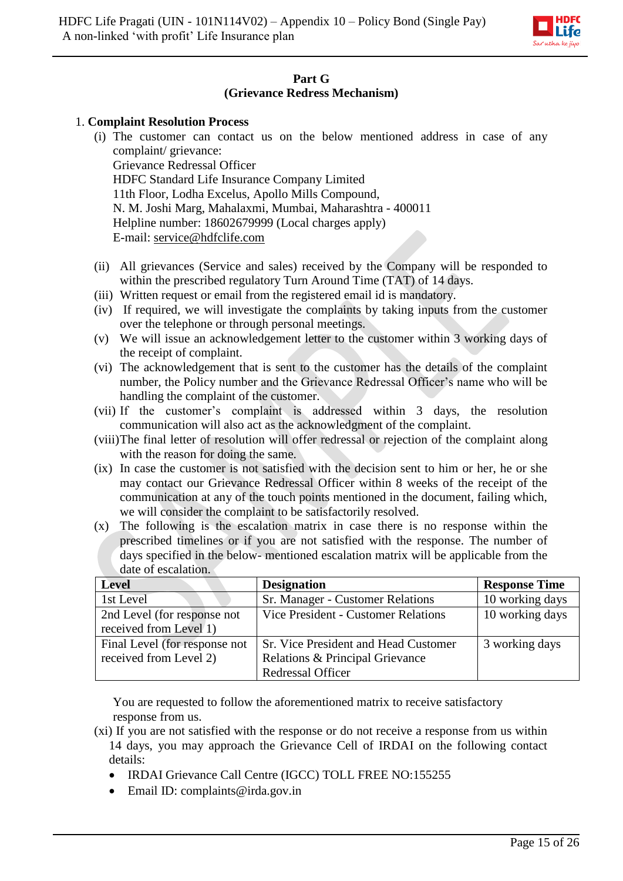## Part G
## (Grievance Redress Mechanism)

1. **Complaint Resolution Process**

   (i) The customer can contact us on the below mentioned address in case of any complaint/ grievance:
   Grievance Redressal Officer
   HDFC Standard Life Insurance Company Limited
   11th Floor, Lodha Excelus, Apollo Mills Compound,
   N. M. Joshi Marg, Mahalaxmi, Mumbai, Maharashtra - 400011
   Helpline number: 18602679999 (Local charges apply)
   E-mail: service@hdfclife.com

   (ii) All grievances (Service and sales) received by the Company will be responded to within the prescribed regulatory Turn Around Time (TAT) of 14 days.

   (iii) Written request or email from the registered email id is mandatory.

   (iv) If required, we will investigate the complaints by taking inputs from the customer over the telephone or through personal meetings.

   (v) We will issue an acknowledgement letter to the customer within 3 working days of the receipt of complaint.

   (vi) The acknowledgement that is sent to the customer has the details of the complaint number, the Policy number and the Grievance Redressal Officer's name who will be handling the complaint of the customer.

   (vii) If the customer's complaint is addressed within 3 days, the resolution communication will also act as the acknowledgment of the complaint.

   (viii) The final letter of resolution will offer redressal or rejection of the complaint along with the reason for doing the same.

   (ix) In case the customer is not satisfied with the decision sent to him or her, he or she may contact our Grievance Redressal Officer within 8 weeks of the receipt of the communication at any of the touch points mentioned in the document, failing which, we will consider the complaint to be satisfactorily resolved.

   (x) The following is the escalation matrix in case there is no response within the prescribed timelines or if you are not satisfied with the response. The number of days specified in the below- mentioned escalation matrix will be applicable from the date of escalation.

| **Level** | **Designation** | **Response Time** |
|---|---|---|
| 1st Level | Sr. Manager - Customer Relations | 10 working days |
| 2nd Level (for response not received from Level 1) | Vice President - Customer Relations | 10 working days |
| Final Level (for response not received from Level 2) | Sr. Vice President and Head Customer Relations & Principal Grievance Redressal Officer | 3 working days |

   You are requested to follow the aforementioned matrix to receive satisfactory response from us.

   (xi) If you are not satisfied with the response or do not receive a response from us within 14 days, you may approach the Grievance Cell of IRDAI on the following contact details:

   - IRDAI Grievance Call Centre (IGCC) TOLL FREE NO:155255
   - Email ID: complaints@irda.gov.in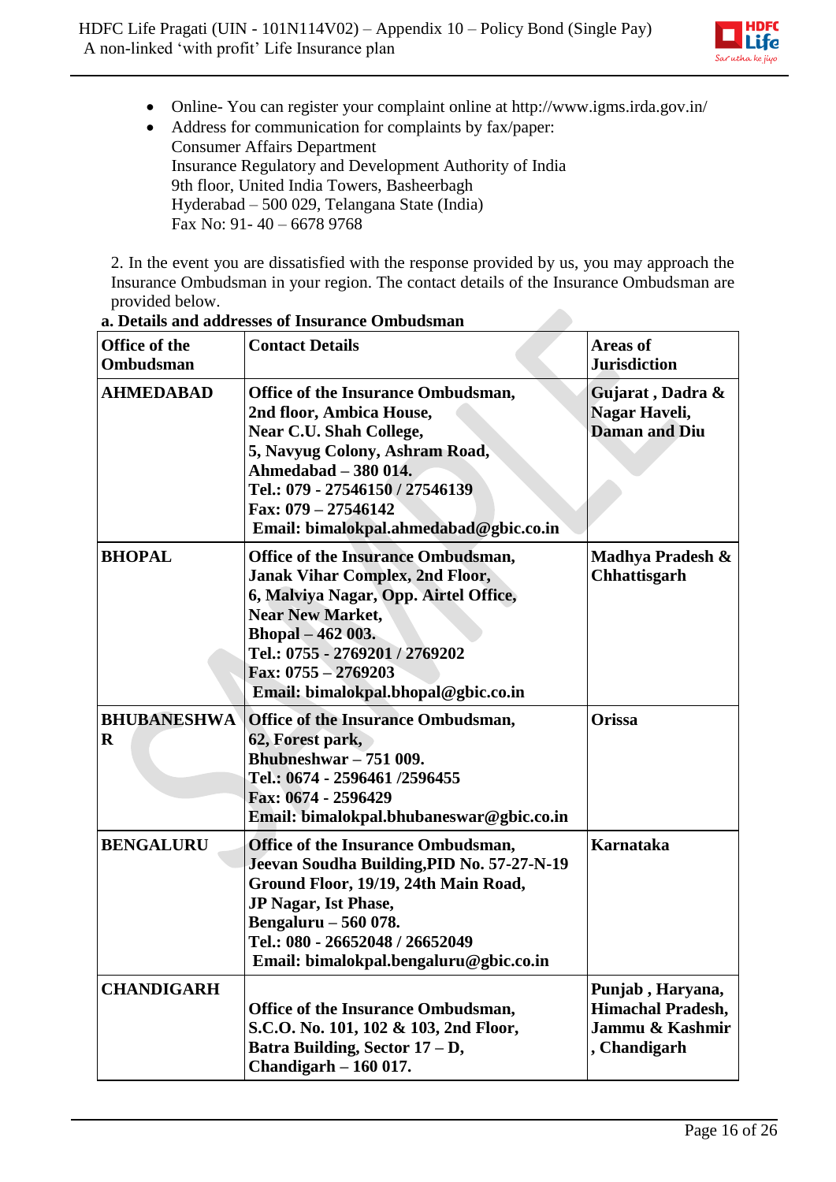- Online- You can register your complaint online at http://www.igms.irda.gov.in/
- Address for communication for complaints by fax/paper:
  Consumer Affairs Department
  Insurance Regulatory and Development Authority of India
  9th floor, United India Towers, Basheerbagh
  Hyderabad – 500 029, Telangana State (India)
  Fax No: 91- 40 – 6678 9768

2. In the event you are dissatisfied with the response provided by us, you may approach the Insurance Ombudsman in your region. The contact details of the Insurance Ombudsman are provided below.

**a. Details and addresses of Insurance Ombudsman**

| **Office of the Ombudsman** | **Contact Details** | **Areas of Jurisdiction** |
|---|---|---|
| **AHMEDABAD** | **Office of the Insurance Ombudsman, 2nd floor, Ambica House, Near C.U. Shah College, 5, Navyug Colony, Ashram Road, Ahmedabad – 380 014. Tel.: 079 - 27546150 / 27546139 Fax: 079 – 27546142 Email: bimalokpal.ahmedabad@gbic.co.in** | **Gujarat , Dadra & Nagar Haveli, Daman and Diu** |
| **BHOPAL** | **Office of the Insurance Ombudsman, Janak Vihar Complex, 2nd Floor, 6, Malviya Nagar, Opp. Airtel Office, Near New Market, Bhopal – 462 003. Tel.: 0755 - 2769201 / 2769202 Fax: 0755 – 2769203 Email: bimalokpal.bhopal@gbic.co.in** | **Madhya Pradesh & Chhattisgarh** |
| **BHUBANESHWAR** | **Office of the Insurance Ombudsman, 62, Forest park, Bhubneshwar – 751 009. Tel.: 0674 - 2596461 /2596455 Fax: 0674 - 2596429 Email: bimalokpal.bhubaneswar@gbic.co.in** | **Orissa** |
| **BENGALURU** | **Office of the Insurance Ombudsman, Jeevan Soudha Building,PID No. 57-27-N-19 Ground Floor, 19/19, 24th Main Road, JP Nagar, Ist Phase, Bengaluru – 560 078. Tel.: 080 - 26652048 / 26652049 Email: bimalokpal.bengaluru@gbic.co.in** | **Karnataka** |
| **CHANDIGARH** | **Office of the Insurance Ombudsman, S.C.O. No. 101, 102 & 103, 2nd Floor, Batra Building, Sector 17 – D, Chandigarh – 160 017.** | **Punjab , Haryana, Himachal Pradesh, Jammu & Kashmir , Chandigarh** |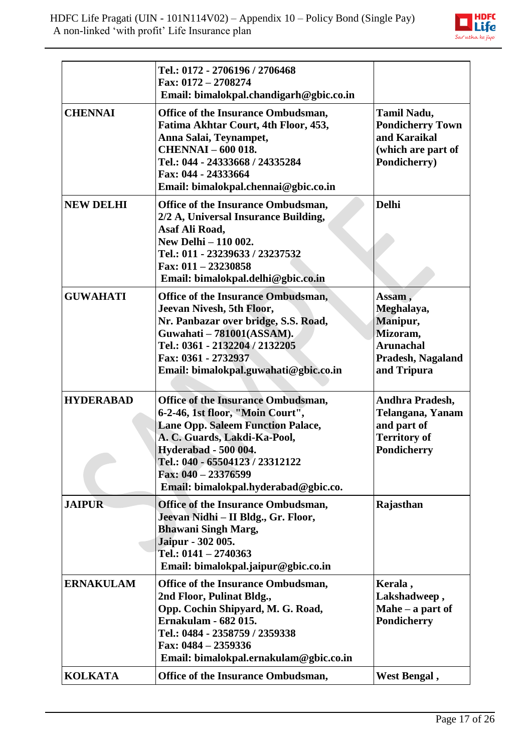| | | |
|---|---|---|
| | **Tel.: 0172 - 2706196 / 2706468**<br>**Fax: 0172 – 2708274**<br>**Email: bimalokpal.chandigarh@gbic.co.in** | |
| **CHENNAI** | **Office of the Insurance Ombudsman,**<br>**Fatima Akhtar Court, 4th Floor, 453,**<br>**Anna Salai, Teynampet,**<br>**CHENNAI – 600 018.**<br>**Tel.: 044 - 24333668 / 24335284**<br>**Fax: 044 - 24333664**<br>**Email: bimalokpal.chennai@gbic.co.in** | **Tamil Nadu, Pondicherry Town and Karaikal (which are part of Pondicherry)** |
| **NEW DELHI** | **Office of the Insurance Ombudsman,**<br>**2/2 A, Universal Insurance Building,**<br>**Asaf Ali Road,**<br>**New Delhi – 110 002.**<br>**Tel.: 011 - 23239633 / 23237532**<br>**Fax: 011 – 23230858**<br>**Email: bimalokpal.delhi@gbic.co.in** | **Delhi** |
| **GUWAHATI** | **Office of the Insurance Ombudsman,**<br>**Jeevan Nivesh, 5th Floor,**<br>**Nr. Panbazar over bridge, S.S. Road,**<br>**Guwahati – 781001(ASSAM).**<br>**Tel.: 0361 - 2132204 / 2132205**<br>**Fax: 0361 - 2732937**<br>**Email: bimalokpal.guwahati@gbic.co.in** | **Assam , Meghalaya, Manipur, Mizoram, Arunachal Pradesh, Nagaland and Tripura** |
| **HYDERABAD** | **Office of the Insurance Ombudsman,**<br>**6-2-46, 1st floor, "Moin Court",**<br>**Lane Opp. Saleem Function Palace,**<br>**A. C. Guards, Lakdi-Ka-Pool,**<br>**Hyderabad - 500 004.**<br>**Tel.: 040 - 65504123 / 23312122**<br>**Fax: 040 – 23376599**<br>**Email: bimalokpal.hyderabad@gbic.co.** | **Andhra Pradesh, Telangana, Yanam and part of Territory of Pondicherry** |
| **JAIPUR** | **Office of the Insurance Ombudsman,**<br>**Jeevan Nidhi – II Bldg., Gr. Floor,**<br>**Bhawani Singh Marg,**<br>**Jaipur - 302 005.**<br>**Tel.: 0141 – 2740363**<br>**Email: bimalokpal.jaipur@gbic.co.in** | **Rajasthan** |
| **ERNAKULAM** | **Office of the Insurance Ombudsman,**<br>**2nd Floor, Pulinat Bldg.,**<br>**Opp. Cochin Shipyard, M. G. Road,**<br>**Ernakulam - 682 015.**<br>**Tel.: 0484 - 2358759 / 2359338**<br>**Fax: 0484 – 2359336**<br>**Email: bimalokpal.ernakulam@gbic.co.in** | **Kerala , Lakshadweep , Mahe – a part of Pondicherry** |
| **KOLKATA** | **Office of the Insurance Ombudsman,** | **West Bengal ,** |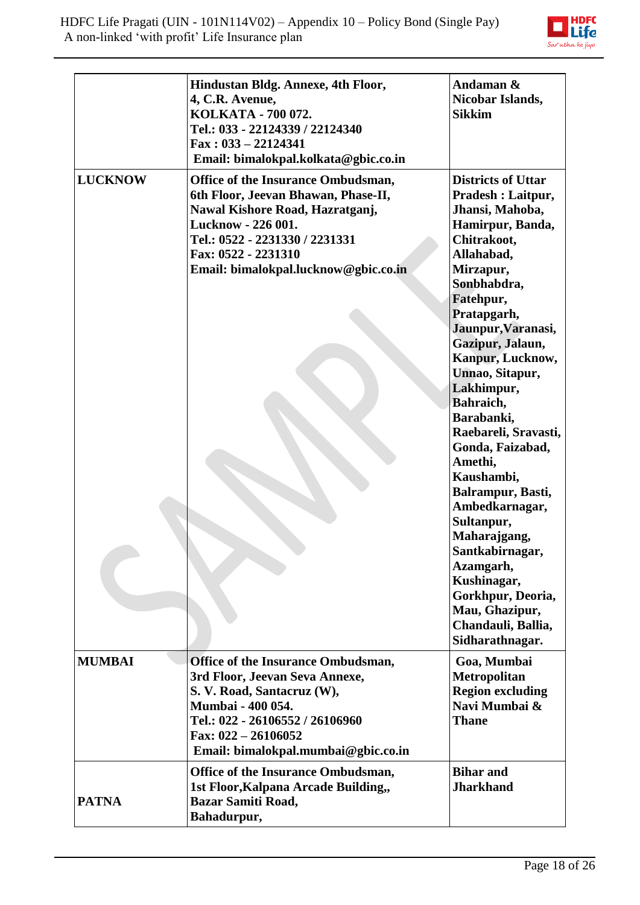| | | |
|---|---|---|
| | **Hindustan Bldg. Annexe, 4th Floor, 4, C.R. Avenue, KOLKATA - 700 072. Tel.: 033 - 22124339 / 22124340 Fax : 033 – 22124341 Email: bimalokpal.kolkata@gbic.co.in** | **Andaman & Nicobar Islands, Sikkim** |
| **LUCKNOW** | **Office of the Insurance Ombudsman, 6th Floor, Jeevan Bhawan, Phase-II, Nawal Kishore Road, Hazratganj, Lucknow - 226 001. Tel.: 0522 - 2231330 / 2231331 Fax: 0522 - 2231310 Email: bimalokpal.lucknow@gbic.co.in** | **Districts of Uttar Pradesh : Laitpur, Jhansi, Mahoba, Hamirpur, Banda, Chitrakoot, Allahabad, Mirzapur, Sonbhabdra, Fatehpur, Pratapgarh, Jaunpur,Varanasi, Gazipur, Jalaun, Kanpur, Lucknow, Unnao, Sitapur, Lakhimpur, Bahraich, Barabanki, Raebareli, Sravasti, Gonda, Faizabad, Amethi, Kaushambi, Balrampur, Basti, Ambedkarnagar, Sultanpur, Maharajgang, Santkabirnagar, Azamgarh, Kushinagar, Gorkhpur, Deoria, Mau, Ghazipur, Chandauli, Ballia, Sidharathnagar.** |
| **MUMBAI** | **Office of the Insurance Ombudsman, 3rd Floor, Jeevan Seva Annexe, S. V. Road, Santacruz (W), Mumbai - 400 054. Tel.: 022 - 26106552 / 26106960 Fax: 022 – 26106052 Email: bimalokpal.mumbai@gbic.co.in** | **Goa, Mumbai Metropolitan Region excluding Navi Mumbai & Thane** |
| **PATNA** | **Office of the Insurance Ombudsman, 1st Floor,Kalpana Arcade Building,, Bazar Samiti Road, Bahadurpur,** | **Bihar and Jharkhand** |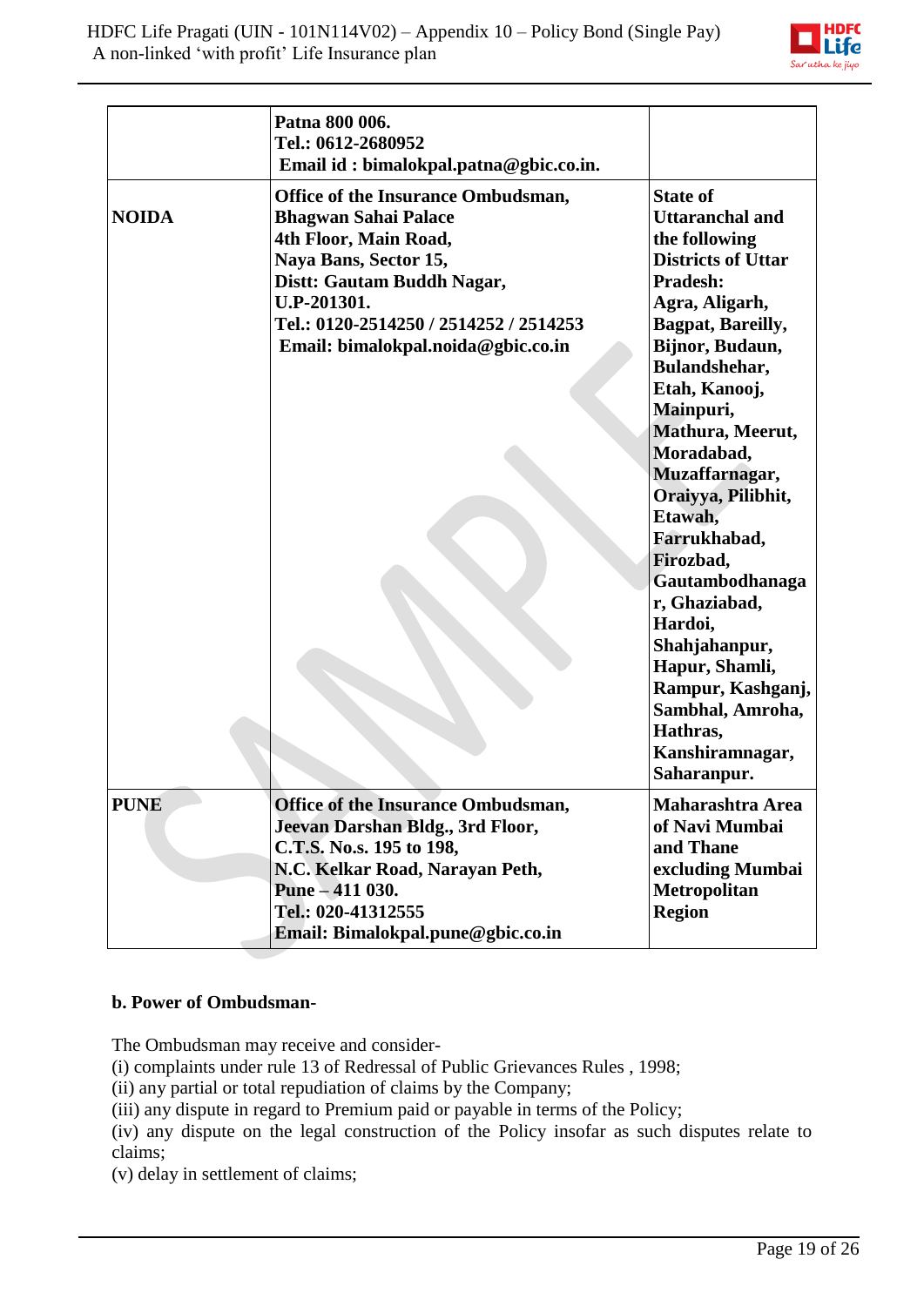| | | |
|---|---|---|
| | **Patna 800 006.**<br>**Tel.: 0612-2680952**<br>**Email id : bimalokpal.patna@gbic.co.in.** | |
| **NOIDA** | **Office of the Insurance Ombudsman,**<br>**Bhagwan Sahai Palace**<br>**4th Floor, Main Road,**<br>**Naya Bans, Sector 15,**<br>**Distt: Gautam Buddh Nagar,**<br>**U.P-201301.**<br>**Tel.: 0120-2514250 / 2514252 / 2514253**<br>**Email: bimalokpal.noida@gbic.co.in** | **State of Uttaranchal and the following Districts of Uttar Pradesh:**<br>**Agra, Aligarh, Bagpat, Bareilly, Bijnor, Budaun, Bulandshehar, Etah, Kanooj, Mainpuri, Mathura, Meerut, Moradabad, Muzaffarnagar, Oraiyya, Pilibhit, Etawah, Farrukhabad, Firozbad, Gautambodhanagar, Ghaziabad, Hardoi, Shahjahanpur, Hapur, Shamli, Rampur, Kashganj, Sambhal, Amroha, Hathras, Kanshiramnagar, Saharanpur.** |
| **PUNE** | **Office of the Insurance Ombudsman,**<br>**Jeevan Darshan Bldg., 3rd Floor,**<br>**C.T.S. No.s. 195 to 198,**<br>**N.C. Kelkar Road, Narayan Peth,**<br>**Pune – 411 030.**<br>**Tel.: 020-41312555**<br>**Email: Bimalokpal.pune@gbic.co.in** | **Maharashtra Area of Navi Mumbai and Thane excluding Mumbai Metropolitan Region** |

**b. Power of Ombudsman-**

The Ombudsman may receive and consider-
(i) complaints under rule 13 of Redressal of Public Grievances Rules , 1998;
(ii) any partial or total repudiation of claims by the Company;
(iii) any dispute in regard to Premium paid or payable in terms of the Policy;
(iv) any dispute on the legal construction of the Policy insofar as such disputes relate to claims;
(v) delay in settlement of claims;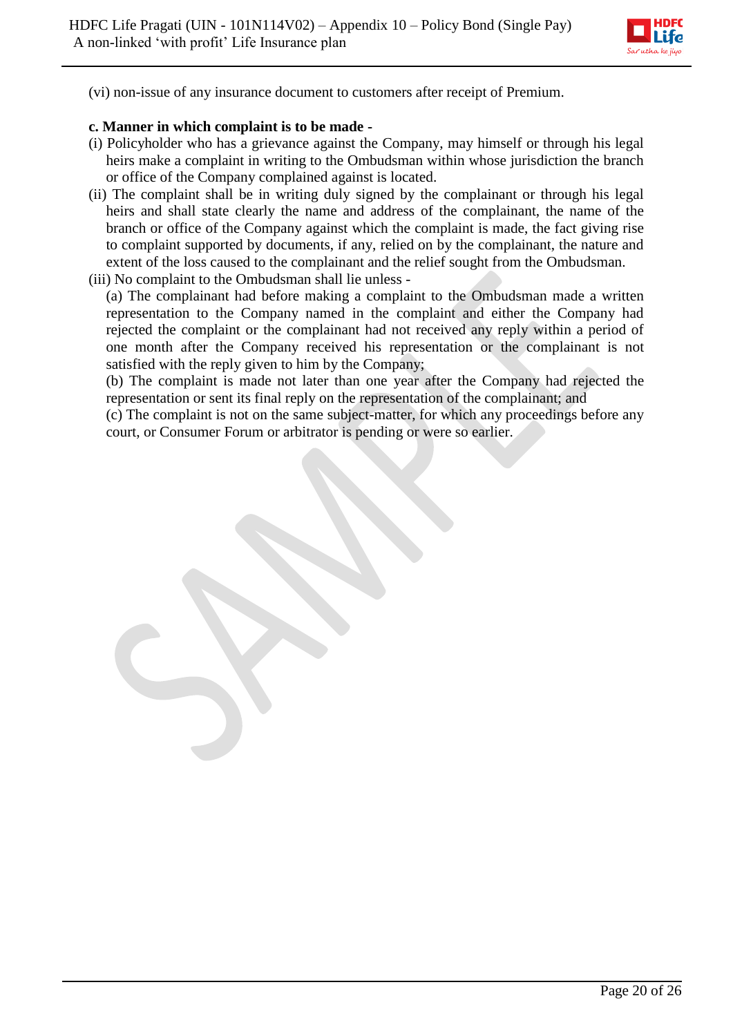(vi) non-issue of any insurance document to customers after receipt of Premium.

**c. Manner in which complaint is to be made -**

(i) Policyholder who has a grievance against the Company, may himself or through his legal heirs make a complaint in writing to the Ombudsman within whose jurisdiction the branch or office of the Company complained against is located.

(ii) The complaint shall be in writing duly signed by the complainant or through his legal heirs and shall state clearly the name and address of the complainant, the name of the branch or office of the Company against which the complaint is made, the fact giving rise to complaint supported by documents, if any, relied on by the complainant, the nature and extent of the loss caused to the complainant and the relief sought from the Ombudsman.

(iii) No complaint to the Ombudsman shall lie unless -

(a) The complainant had before making a complaint to the Ombudsman made a written representation to the Company named in the complaint and either the Company had rejected the complaint or the complainant had not received any reply within a period of one month after the Company received his representation or the complainant is not satisfied with the reply given to him by the Company;

(b) The complaint is made not later than one year after the Company had rejected the representation or sent its final reply on the representation of the complainant; and

(c) The complaint is not on the same subject-matter, for which any proceedings before any court, or Consumer Forum or arbitrator is pending or were so earlier.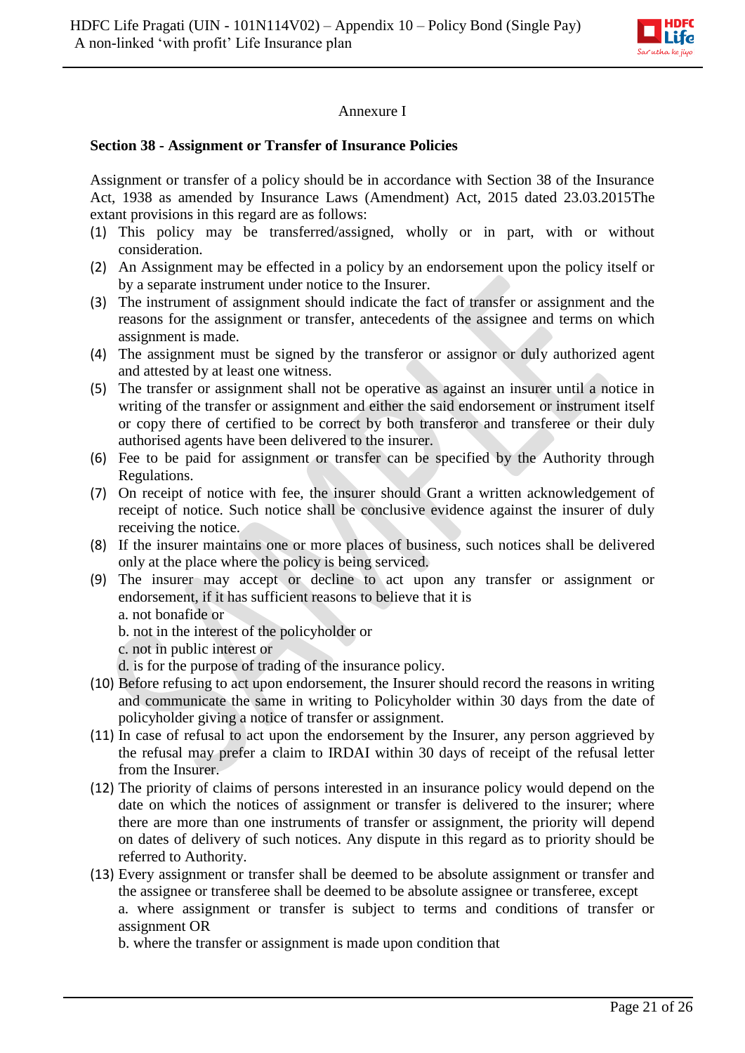Annexure I

**Section 38 - Assignment or Transfer of Insurance Policies**

Assignment or transfer of a policy should be in accordance with Section 38 of the Insurance Act, 1938 as amended by Insurance Laws (Amendment) Act, 2015 dated 23.03.2015The extant provisions in this regard are as follows:

(1) This policy may be transferred/assigned, wholly or in part, with or without consideration.
(2) An Assignment may be effected in a policy by an endorsement upon the policy itself or by a separate instrument under notice to the Insurer.
(3) The instrument of assignment should indicate the fact of transfer or assignment and the reasons for the assignment or transfer, antecedents of the assignee and terms on which assignment is made.
(4) The assignment must be signed by the transferor or assignor or duly authorized agent and attested by at least one witness.
(5) The transfer or assignment shall not be operative as against an insurer until a notice in writing of the transfer or assignment and either the said endorsement or instrument itself or copy there of certified to be correct by both transferor and transferee or their duly authorised agents have been delivered to the insurer.
(6) Fee to be paid for assignment or transfer can be specified by the Authority through Regulations.
(7) On receipt of notice with fee, the insurer should Grant a written acknowledgement of receipt of notice. Such notice shall be conclusive evidence against the insurer of duly receiving the notice.
(8) If the insurer maintains one or more places of business, such notices shall be delivered only at the place where the policy is being serviced.
(9) The insurer may accept or decline to act upon any transfer or assignment or endorsement, if it has sufficient reasons to believe that it is
 a. not bonafide or
 b. not in the interest of the policyholder or
 c. not in public interest or
 d. is for the purpose of trading of the insurance policy.
(10) Before refusing to act upon endorsement, the Insurer should record the reasons in writing and communicate the same in writing to Policyholder within 30 days from the date of policyholder giving a notice of transfer or assignment.
(11) In case of refusal to act upon the endorsement by the Insurer, any person aggrieved by the refusal may prefer a claim to IRDAI within 30 days of receipt of the refusal letter from the Insurer.
(12) The priority of claims of persons interested in an insurance policy would depend on the date on which the notices of assignment or transfer is delivered to the insurer; where there are more than one instruments of transfer or assignment, the priority will depend on dates of delivery of such notices. Any dispute in this regard as to priority should be referred to Authority.
(13) Every assignment or transfer shall be deemed to be absolute assignment or transfer and the assignee or transferee shall be deemed to be absolute assignee or transferee, except
 a. where assignment or transfer is subject to terms and conditions of transfer or assignment OR
 b. where the transfer or assignment is made upon condition that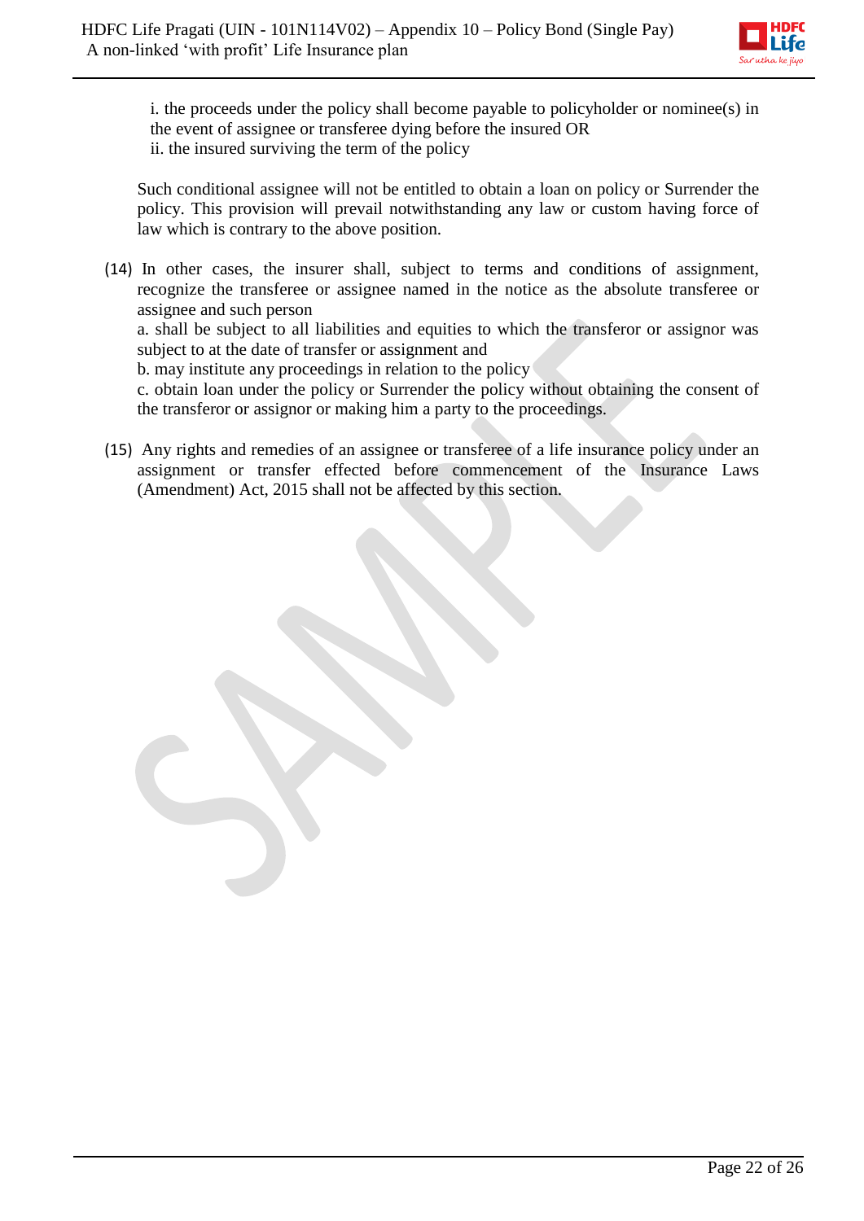i. the proceeds under the policy shall become payable to policyholder or nominee(s) in the event of assignee or transferee dying before the insured OR
ii. the insured surviving the term of the policy

Such conditional assignee will not be entitled to obtain a loan on policy or Surrender the policy. This provision will prevail notwithstanding any law or custom having force of law which is contrary to the above position.

(14) In other cases, the insurer shall, subject to terms and conditions of assignment, recognize the transferee or assignee named in the notice as the absolute transferee or assignee and such person
a. shall be subject to all liabilities and equities to which the transferor or assignor was subject to at the date of transfer or assignment and
b. may institute any proceedings in relation to the policy
c. obtain loan under the policy or Surrender the policy without obtaining the consent of the transferor or assignor or making him a party to the proceedings.

(15) Any rights and remedies of an assignee or transferee of a life insurance policy under an assignment or transfer effected before commencement of the Insurance Laws (Amendment) Act, 2015 shall not be affected by this section.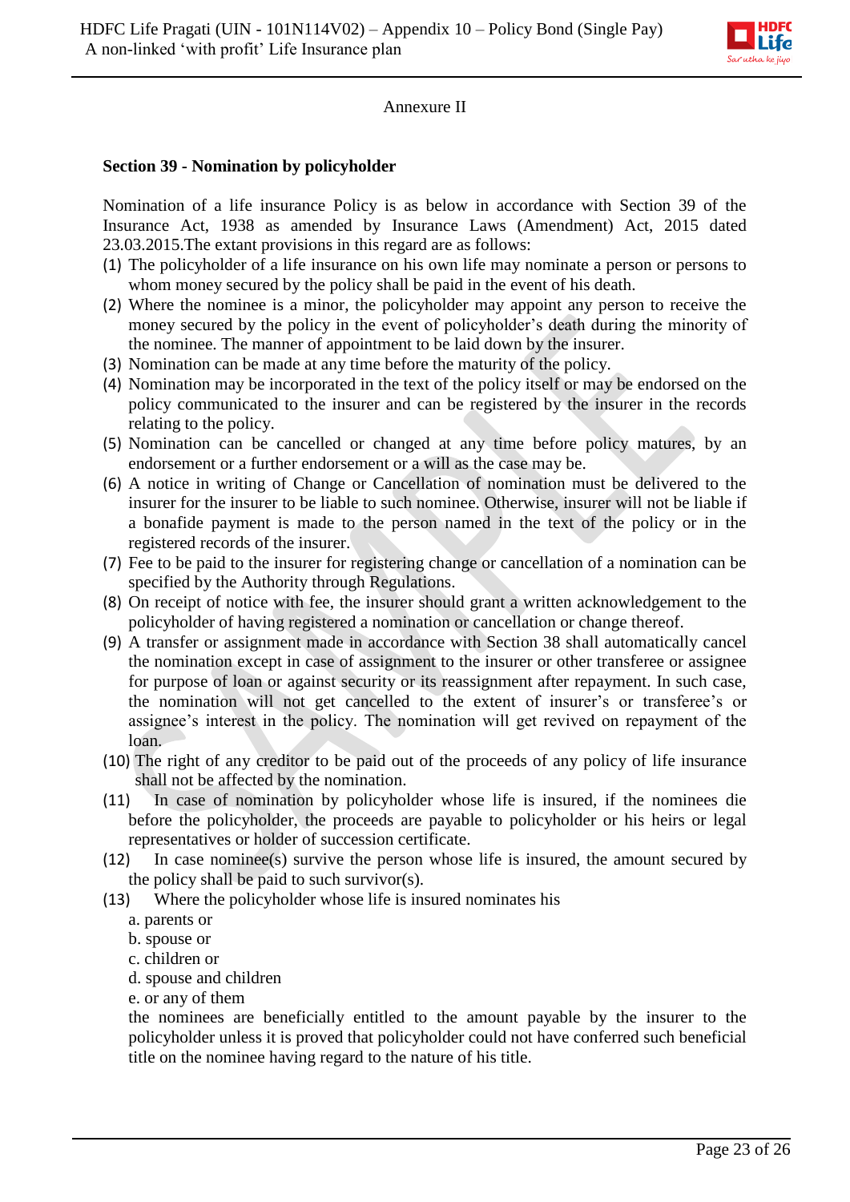Annexure II

**Section 39 - Nomination by policyholder**

Nomination of a life insurance Policy is as below in accordance with Section 39 of the Insurance Act, 1938 as amended by Insurance Laws (Amendment) Act, 2015 dated 23.03.2015.The extant provisions in this regard are as follows:

(1) The policyholder of a life insurance on his own life may nominate a person or persons to whom money secured by the policy shall be paid in the event of his death.
(2) Where the nominee is a minor, the policyholder may appoint any person to receive the money secured by the policy in the event of policyholder's death during the minority of the nominee. The manner of appointment to be laid down by the insurer.
(3) Nomination can be made at any time before the maturity of the policy.
(4) Nomination may be incorporated in the text of the policy itself or may be endorsed on the policy communicated to the insurer and can be registered by the insurer in the records relating to the policy.
(5) Nomination can be cancelled or changed at any time before policy matures, by an endorsement or a further endorsement or a will as the case may be.
(6) A notice in writing of Change or Cancellation of nomination must be delivered to the insurer for the insurer to be liable to such nominee. Otherwise, insurer will not be liable if a bonafide payment is made to the person named in the text of the policy or in the registered records of the insurer.
(7) Fee to be paid to the insurer for registering change or cancellation of a nomination can be specified by the Authority through Regulations.
(8) On receipt of notice with fee, the insurer should grant a written acknowledgement to the policyholder of having registered a nomination or cancellation or change thereof.
(9) A transfer or assignment made in accordance with Section 38 shall automatically cancel the nomination except in case of assignment to the insurer or other transferee or assignee for purpose of loan or against security or its reassignment after repayment. In such case, the nomination will not get cancelled to the extent of insurer's or transferee's or assignee's interest in the policy. The nomination will get revived on repayment of the loan.
(10) The right of any creditor to be paid out of the proceeds of any policy of life insurance shall not be affected by the nomination.
(11) In case of nomination by policyholder whose life is insured, if the nominees die before the policyholder, the proceeds are payable to policyholder or his heirs or legal representatives or holder of succession certificate.
(12) In case nominee(s) survive the person whose life is insured, the amount secured by the policy shall be paid to such survivor(s).
(13) Where the policyholder whose life is insured nominates his
    a. parents or
    b. spouse or
    c. children or
    d. spouse and children
    e. or any of them

    the nominees are beneficially entitled to the amount payable by the insurer to the policyholder unless it is proved that policyholder could not have conferred such beneficial title on the nominee having regard to the nature of his title.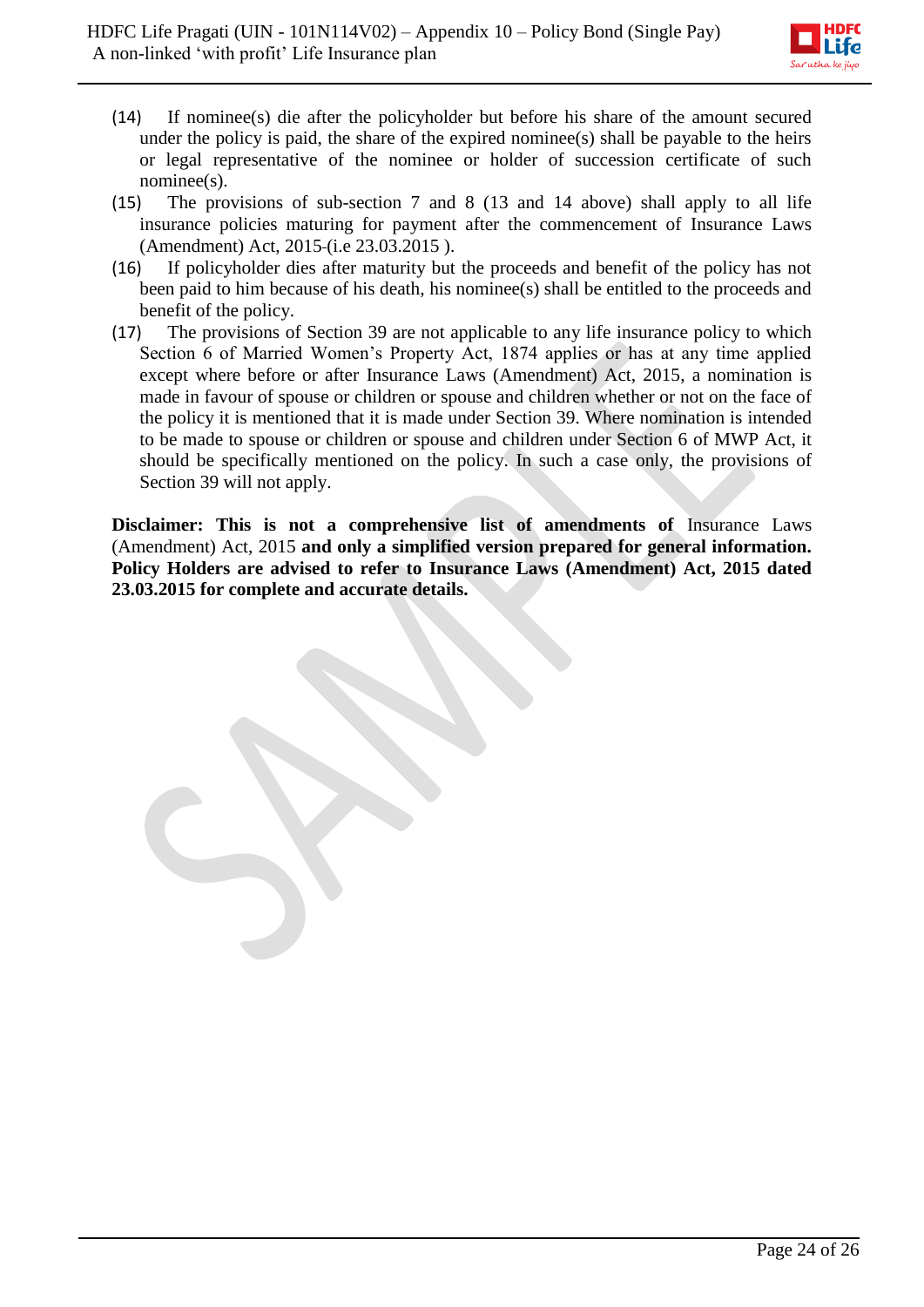(14) If nominee(s) die after the policyholder but before his share of the amount secured under the policy is paid, the share of the expired nominee(s) shall be payable to the heirs or legal representative of the nominee or holder of succession certificate of such nominee(s).

(15) The provisions of sub-section 7 and 8 (13 and 14 above) shall apply to all life insurance policies maturing for payment after the commencement of Insurance Laws (Amendment) Act, 2015 (i.e 23.03.2015 ).

(16) If policyholder dies after maturity but the proceeds and benefit of the policy has not been paid to him because of his death, his nominee(s) shall be entitled to the proceeds and benefit of the policy.

(17) The provisions of Section 39 are not applicable to any life insurance policy to which Section 6 of Married Women's Property Act, 1874 applies or has at any time applied except where before or after Insurance Laws (Amendment) Act, 2015, a nomination is made in favour of spouse or children or spouse and children whether or not on the face of the policy it is mentioned that it is made under Section 39. Where nomination is intended to be made to spouse or children or spouse and children under Section 6 of MWP Act, it should be specifically mentioned on the policy. In such a case only, the provisions of Section 39 will not apply.

**Disclaimer: This is not a comprehensive list of amendments of** Insurance Laws (Amendment) Act, 2015 **and only a simplified version prepared for general information. Policy Holders are advised to refer to Insurance Laws (Amendment) Act, 2015 dated 23.03.2015 for complete and accurate details.**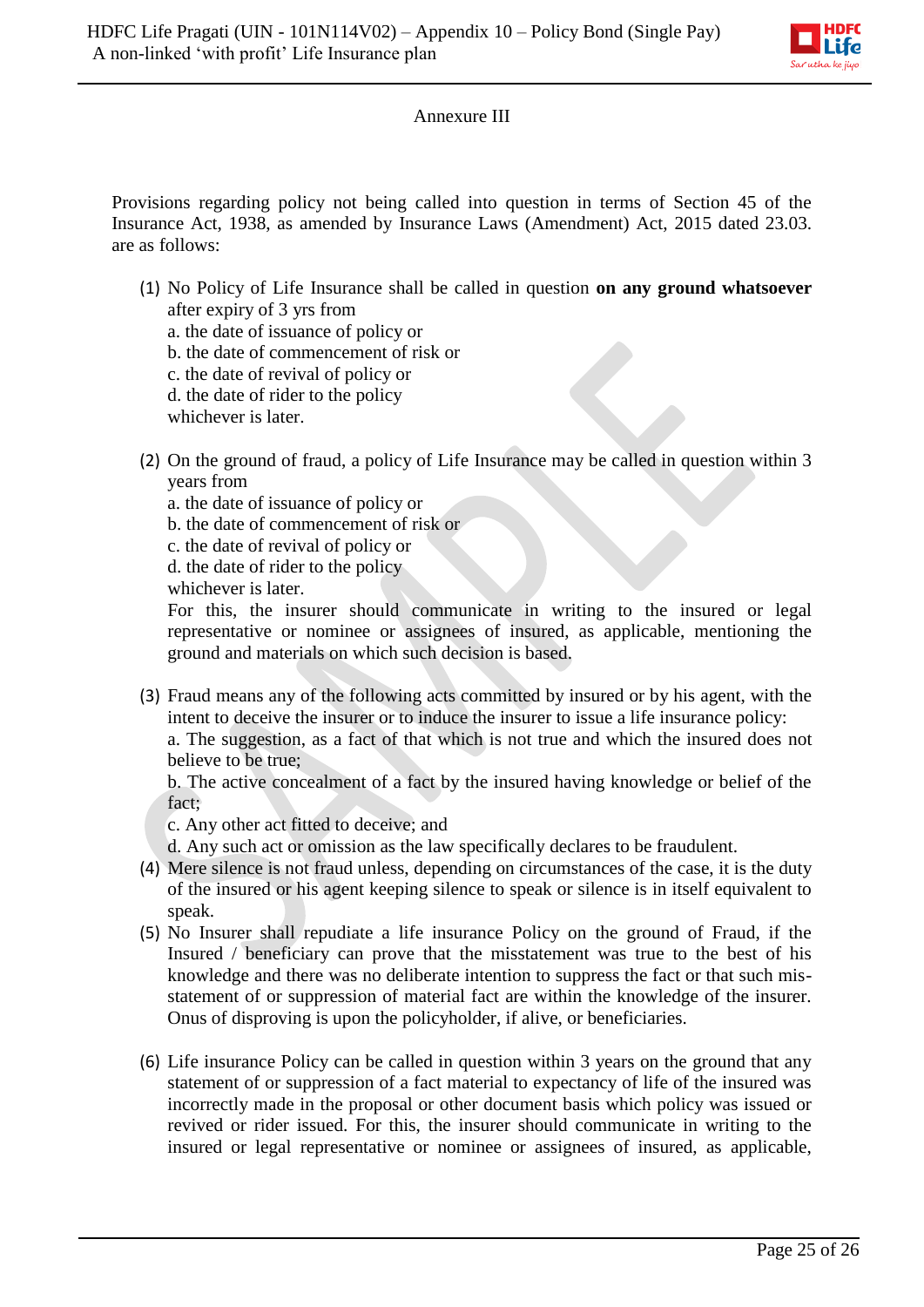Annexure III

Provisions regarding policy not being called into question in terms of Section 45 of the Insurance Act, 1938, as amended by Insurance Laws (Amendment) Act, 2015 dated 23.03. are as follows:

(1) No Policy of Life Insurance shall be called in question **on any ground whatsoever** after expiry of 3 yrs from
    a. the date of issuance of policy or
    b. the date of commencement of risk or
    c. the date of revival of policy or
    d. the date of rider to the policy
    whichever is later.

(2) On the ground of fraud, a policy of Life Insurance may be called in question within 3 years from
    a. the date of issuance of policy or
    b. the date of commencement of risk or
    c. the date of revival of policy or
    d. the date of rider to the policy
    whichever is later.
    For this, the insurer should communicate in writing to the insured or legal representative or nominee or assignees of insured, as applicable, mentioning the ground and materials on which such decision is based.

(3) Fraud means any of the following acts committed by insured or by his agent, with the intent to deceive the insurer or to induce the insurer to issue a life insurance policy:
    a. The suggestion, as a fact of that which is not true and which the insured does not believe to be true;
    b. The active concealment of a fact by the insured having knowledge or belief of the fact;
    c. Any other act fitted to deceive; and
    d. Any such act or omission as the law specifically declares to be fraudulent.

(4) Mere silence is not fraud unless, depending on circumstances of the case, it is the duty of the insured or his agent keeping silence to speak or silence is in itself equivalent to speak.

(5) No Insurer shall repudiate a life insurance Policy on the ground of Fraud, if the Insured / beneficiary can prove that the misstatement was true to the best of his knowledge and there was no deliberate intention to suppress the fact or that such mis-statement of or suppression of material fact are within the knowledge of the insurer. Onus of disproving is upon the policyholder, if alive, or beneficiaries.

(6) Life insurance Policy can be called in question within 3 years on the ground that any statement of or suppression of a fact material to expectancy of life of the insured was incorrectly made in the proposal or other document basis which policy was issued or revived or rider issued. For this, the insurer should communicate in writing to the insured or legal representative or nominee or assignees of insured, as applicable,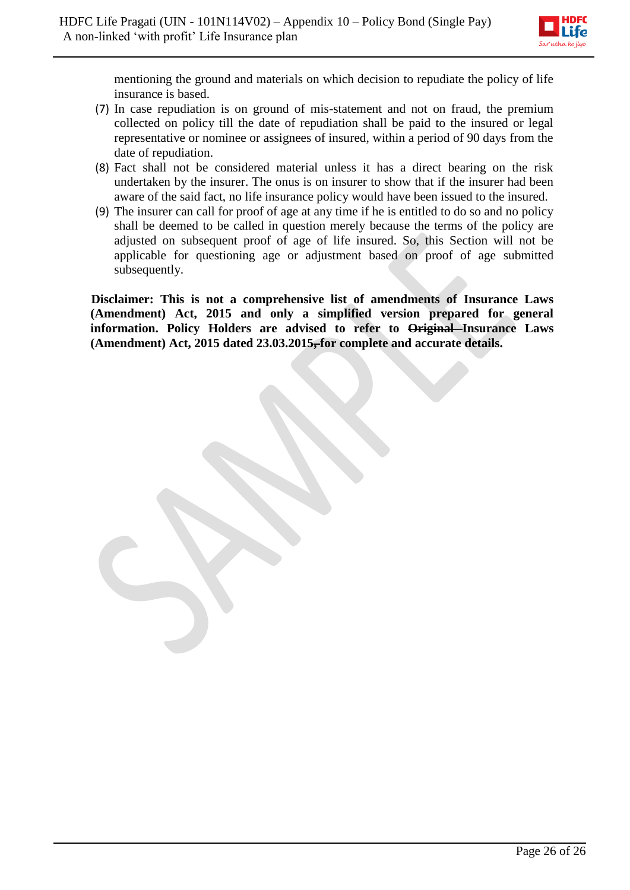mentioning the ground and materials on which decision to repudiate the policy of life insurance is based.

(7) In case repudiation is on ground of mis-statement and not on fraud, the premium collected on policy till the date of repudiation shall be paid to the insured or legal representative or nominee or assignees of insured, within a period of 90 days from the date of repudiation.

(8) Fact shall not be considered material unless it has a direct bearing on the risk undertaken by the insurer. The onus is on insurer to show that if the insurer had been aware of the said fact, no life insurance policy would have been issued to the insured.

(9) The insurer can call for proof of age at any time if he is entitled to do so and no policy shall be deemed to be called in question merely because the terms of the policy are adjusted on subsequent proof of age of life insured. So, this Section will not be applicable for questioning age or adjustment based on proof of age submitted subsequently.

**Disclaimer: This is not a comprehensive list of amendments of Insurance Laws (Amendment) Act, 2015 and only a simplified version prepared for general information. Policy Holders are advised to refer to ~~Original~~ Insurance Laws (Amendment) Act, 2015 dated 23.03.2015~~,~~ for complete and accurate details.**